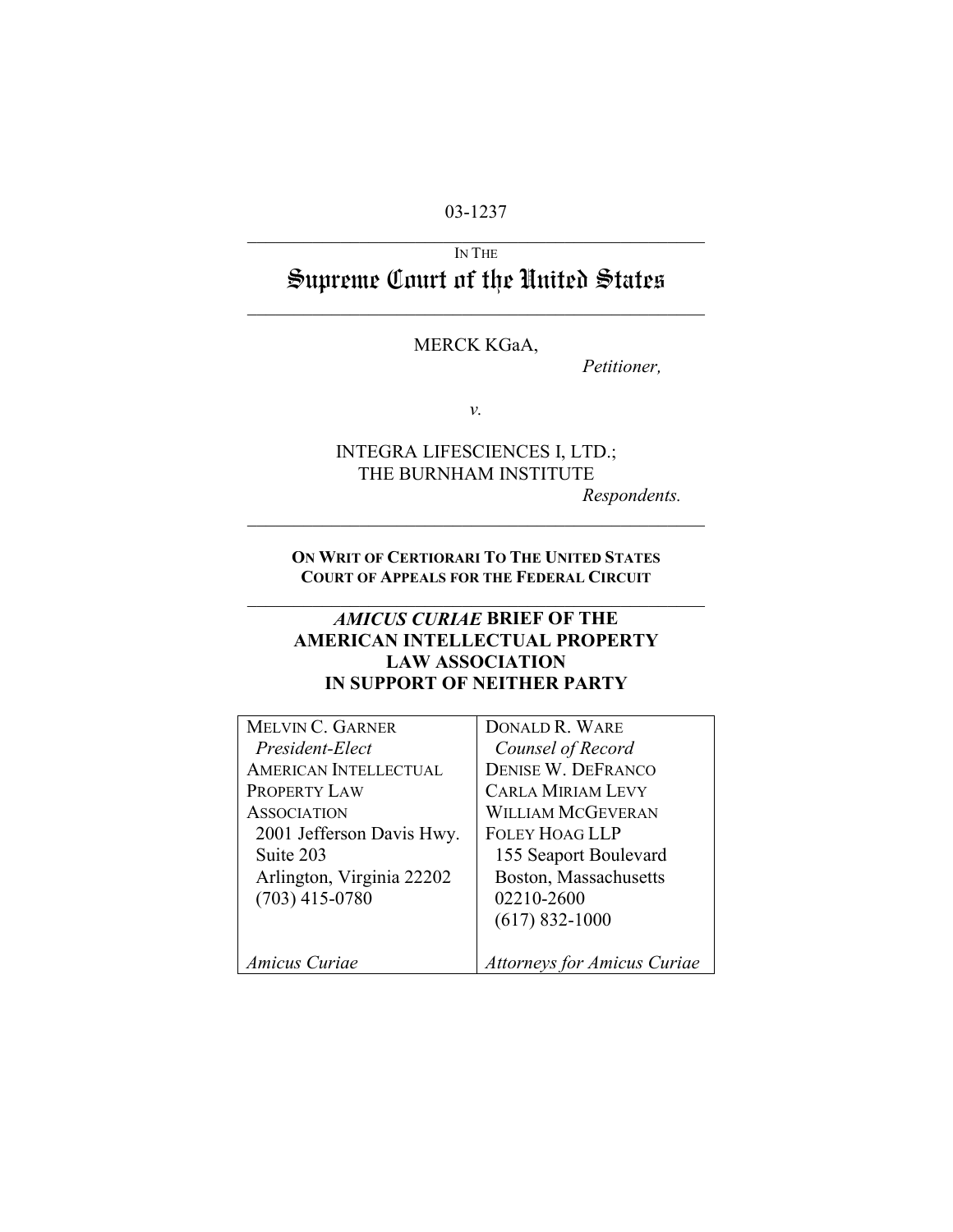03-1237

IN THE

# Supreme Court of the United States

MERCK KGaA,

*Petitioner,*

*v.*

INTEGRA LIFESCIENCES I, LTD.;
THE BURNHAM INSTITUTE

*Respondents.*

**ON WRIT OF CERTIORARI TO THE UNITED STATES COURT OF APPEALS FOR THE FEDERAL CIRCUIT**

## *AMICUS CURIAE* BRIEF OF THE AMERICAN INTELLECTUAL PROPERTY LAW ASSOCIATION IN SUPPORT OF NEITHER PARTY

| | |
|---|---|
| MELVIN C. GARNER<br>*President-Elect*<br>AMERICAN INTELLECTUAL PROPERTY LAW ASSOCIATION<br>2001 Jefferson Davis Hwy.<br>Suite 203<br>Arlington, Virginia 22202<br>(703) 415-0780<br><br>*Amicus Curiae* | DONALD R. WARE<br>*Counsel of Record*<br>DENISE W. DEFRANCO<br>CARLA MIRIAM LEVY<br>WILLIAM MCGEVERAN<br>FOLEY HOAG LLP<br>155 Seaport Boulevard<br>Boston, Massachusetts 02210-2600<br>(617) 832-1000<br><br>*Attorneys for Amicus Curiae* |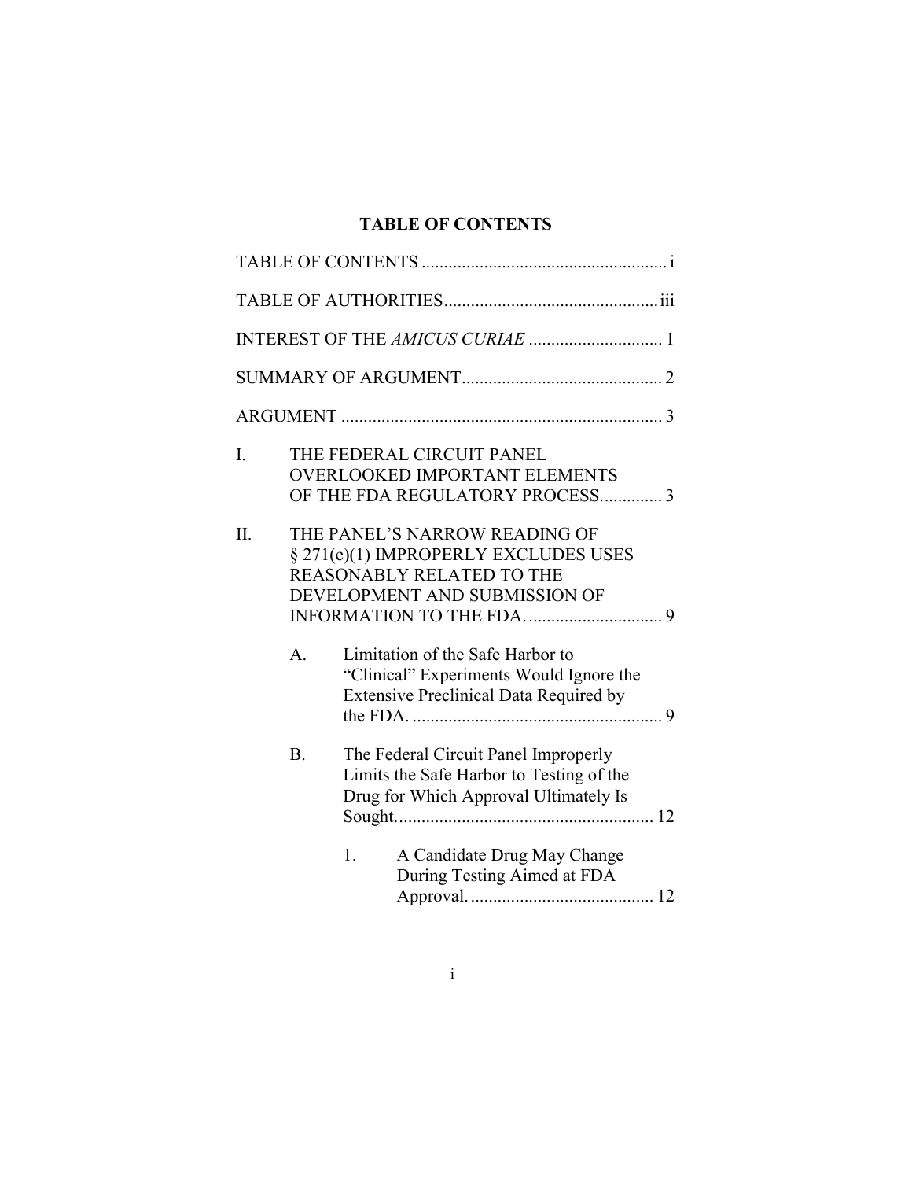## TABLE OF CONTENTS

TABLE OF CONTENTS ....................................................... i

TABLE OF AUTHORITIES................................................ iii

INTEREST OF THE *AMICUS CURIAE* .............................. 1

SUMMARY OF ARGUMENT............................................. 2

ARGUMENT ........................................................................ 3

I. THE FEDERAL CIRCUIT PANEL OVERLOOKED IMPORTANT ELEMENTS OF THE FDA REGULATORY PROCESS.............. 3

II. THE PANEL'S NARROW READING OF § 271(e)(1) IMPROPERLY EXCLUDES USES REASONABLY RELATED TO THE DEVELOPMENT AND SUBMISSION OF INFORMATION TO THE FDA. .............................. 9

   A. Limitation of the Safe Harbor to "Clinical" Experiments Would Ignore the Extensive Preclinical Data Required by the FDA. ......................................................... 9

   B. The Federal Circuit Panel Improperly Limits the Safe Harbor to Testing of the Drug for Which Approval Ultimately Is Sought.......................................................... 12

      1. A Candidate Drug May Change During Testing Aimed at FDA Approval.......................................... 12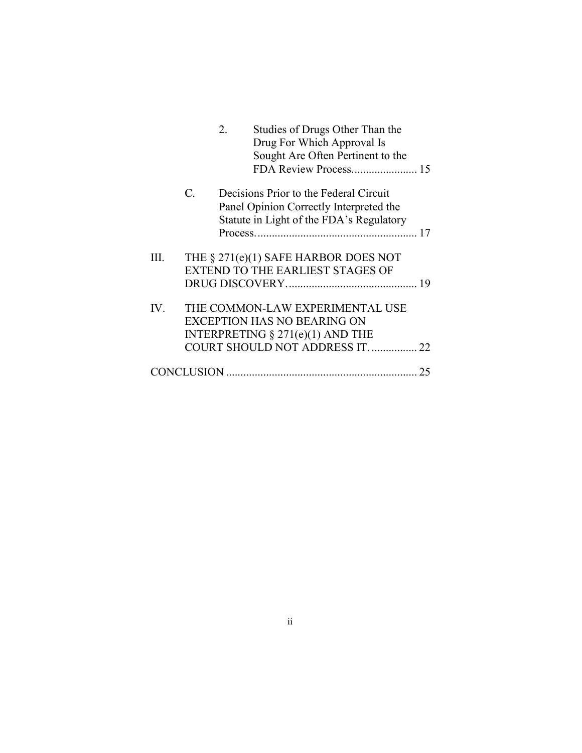2. Studies of Drugs Other Than the Drug For Which Approval Is Sought Are Often Pertinent to the FDA Review Process....................... 15

C. Decisions Prior to the Federal Circuit Panel Opinion Correctly Interpreted the Statute in Light of the FDA's Regulatory Process......................................................... 17

III. THE § 271(e)(1) SAFE HARBOR DOES NOT EXTEND TO THE EARLIEST STAGES OF DRUG DISCOVERY............................................. 19

IV. THE COMMON-LAW EXPERIMENTAL USE EXCEPTION HAS NO BEARING ON INTERPRETING § 271(e)(1) AND THE COURT SHOULD NOT ADDRESS IT. ................ 22

CONCLUSION ................................................................... 25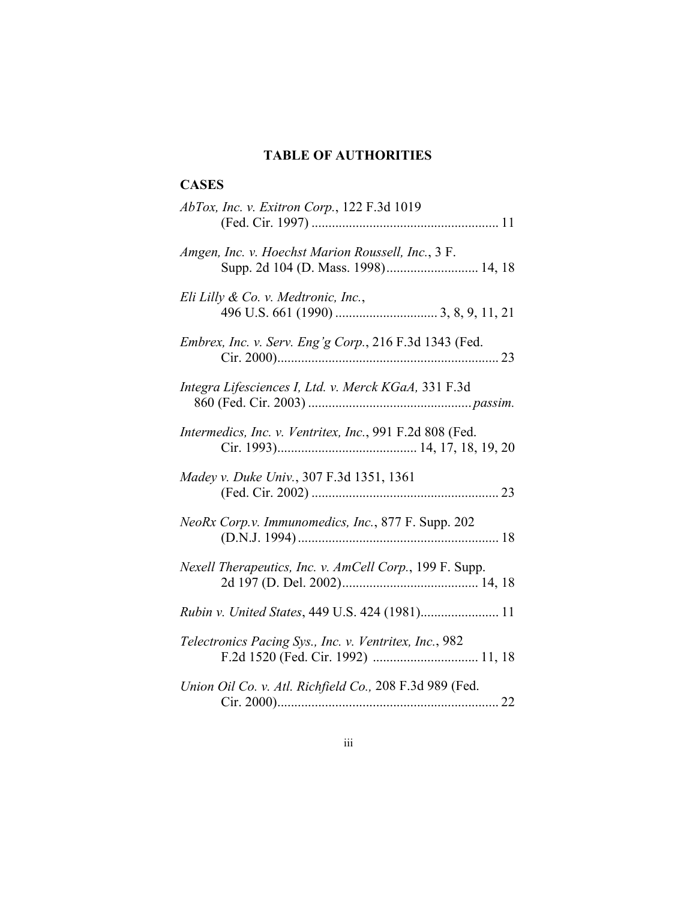# TABLE OF AUTHORITIES

## CASES

*AbTox, Inc. v. Exitron Corp.*, 122 F.3d 1019 (Fed. Cir. 1997) ....................................................... 11

*Amgen, Inc. v. Hoechst Marion Roussell, Inc.*, 3 F. Supp. 2d 104 (D. Mass. 1998)........................... 14, 18

*Eli Lilly & Co. v. Medtronic, Inc.*, 496 U.S. 661 (1990) .............................. 3, 8, 9, 11, 21

*Embrex, Inc. v. Serv. Eng'g Corp.*, 216 F.3d 1343 (Fed. Cir. 2000).................................................................. 23

*Integra Lifesciences I, Ltd. v. Merck KGaA,* 331 F.3d 860 (Fed. Cir. 2003) ................................................*passim.*

*Intermedics, Inc. v. Ventritex, Inc.*, 991 F.2d 808 (Fed. Cir. 1993)......................................... 14, 17, 18, 19, 20

*Madey v. Duke Univ.*, 307 F.3d 1351, 1361 (Fed. Cir. 2002) ....................................................... 23

*NeoRx Corp.v. Immunomedics, Inc.*, 877 F. Supp. 202 (D.N.J. 1994)........................................................... 18

*Nexell Therapeutics, Inc. v. AmCell Corp.*, 199 F. Supp. 2d 197 (D. Del. 2002)........................................ 14, 18

*Rubin v. United States*, 449 U.S. 424 (1981)....................... 11

*Telectronics Pacing Sys., Inc. v. Ventritex, Inc.*, 982 F.2d 1520 (Fed. Cir. 1992) ............................... 11, 18

*Union Oil Co. v. Atl. Richfield Co.,* 208 F.3d 989 (Fed. Cir. 2000).................................................................. 22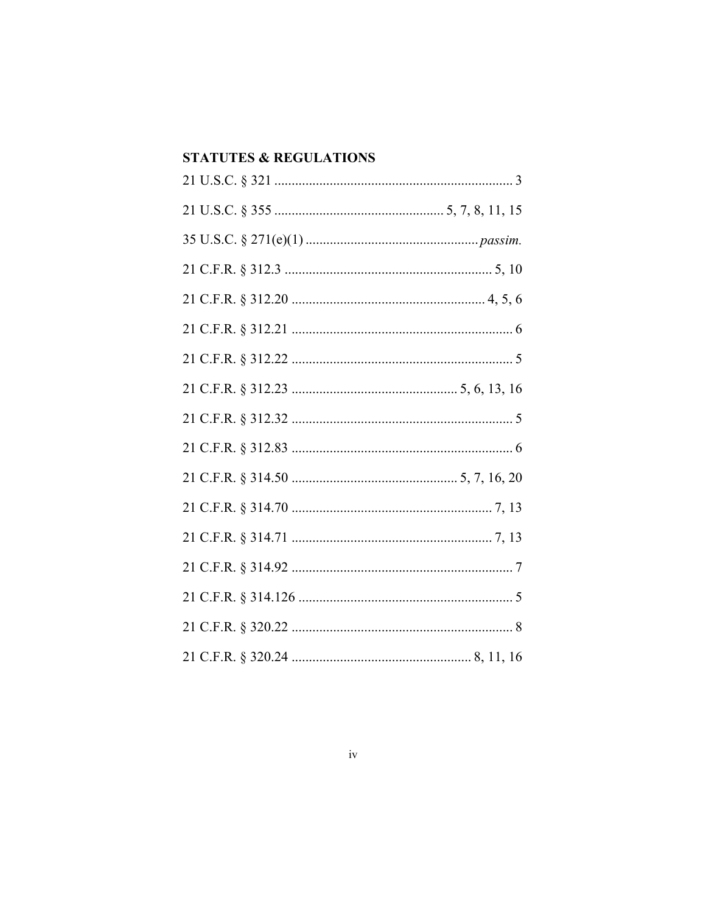## STATUTES & REGULATIONS

21 U.S.C. § 321 ..................................................................... 3

21 U.S.C. § 355 ................................................ 5, 7, 8, 11, 15

35 U.S.C. § 271(e)(1) ................................................. *passim.*

21 C.F.R. § 312.3 ............................................................ 5, 10

21 C.F.R. § 312.20 ........................................................ 4, 5, 6

21 C.F.R. § 312.21 ................................................................ 6

21 C.F.R. § 312.22 ................................................................ 5

21 C.F.R. § 312.23 ................................................ 5, 6, 13, 16

21 C.F.R. § 312.32 ................................................................ 5

21 C.F.R. § 312.83 ................................................................ 6

21 C.F.R. § 314.50 ................................................ 5, 7, 16, 20

21 C.F.R. § 314.70 .......................................................... 7, 13

21 C.F.R. § 314.71 .......................................................... 7, 13

21 C.F.R. § 314.92 ................................................................ 7

21 C.F.R. § 314.126 .............................................................. 5

21 C.F.R. § 320.22 ................................................................ 8

21 C.F.R. § 320.24 .................................................... 8, 11, 16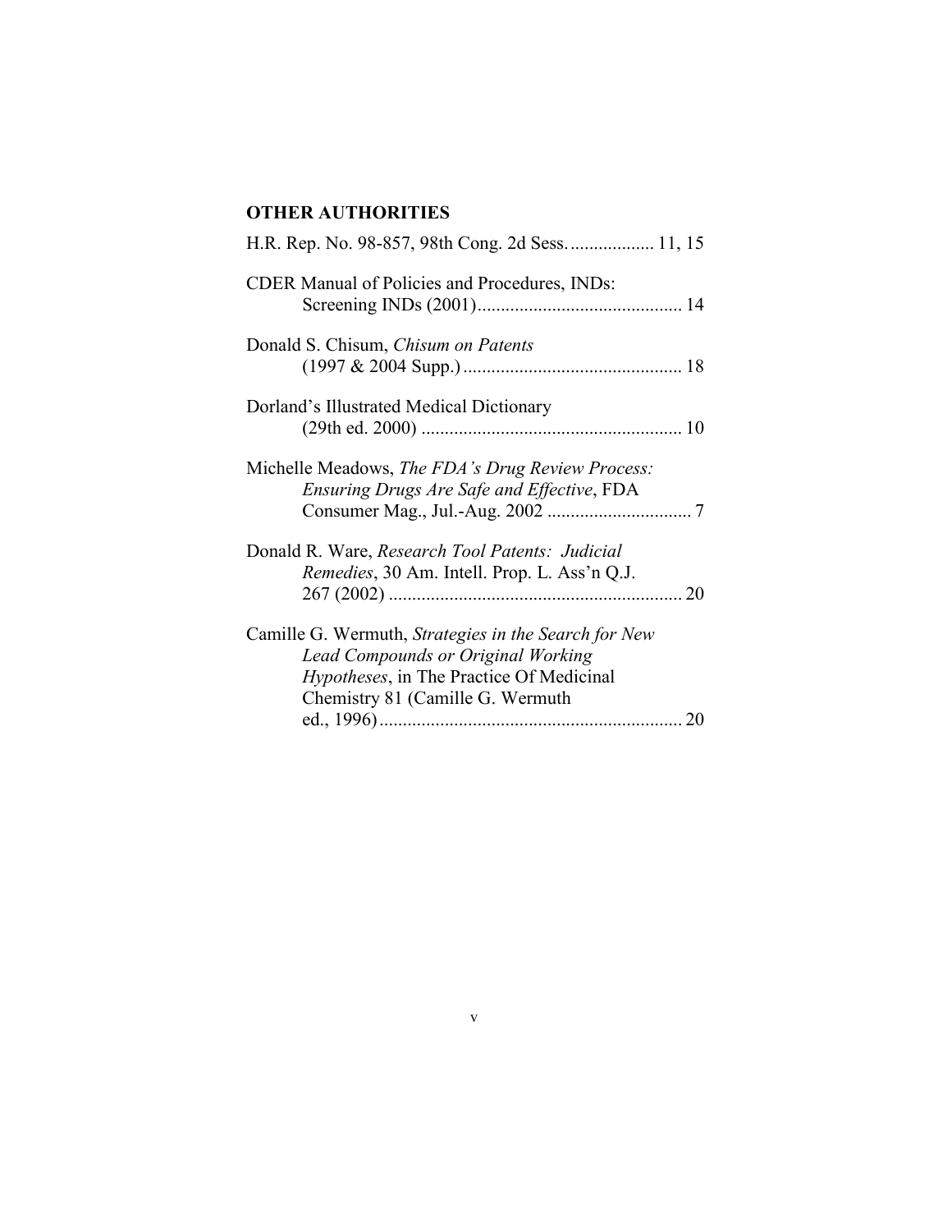**OTHER AUTHORITIES**

H.R. Rep. No. 98-857, 98th Cong. 2d Sess. .................. 11, 15

CDER Manual of Policies and Procedures, INDs: Screening INDs (2001)............................................ 14

Donald S. Chisum, *Chisum on Patents* (1997 & 2004 Supp.)............................................... 18

Dorland's Illustrated Medical Dictionary (29th ed. 2000) ........................................................ 10

Michelle Meadows, *The FDA's Drug Review Process: Ensuring Drugs Are Safe and Effective*, FDA Consumer Mag., Jul.-Aug. 2002 ............................... 7

Donald R. Ware, *Research Tool Patents: Judicial Remedies*, 30 Am. Intell. Prop. L. Ass'n Q.J. 267 (2002) ............................................................... 20

Camille G. Wermuth, *Strategies in the Search for New Lead Compounds or Original Working Hypotheses*, in The Practice Of Medicinal Chemistry 81 (Camille G. Wermuth ed., 1996).................................................................. 20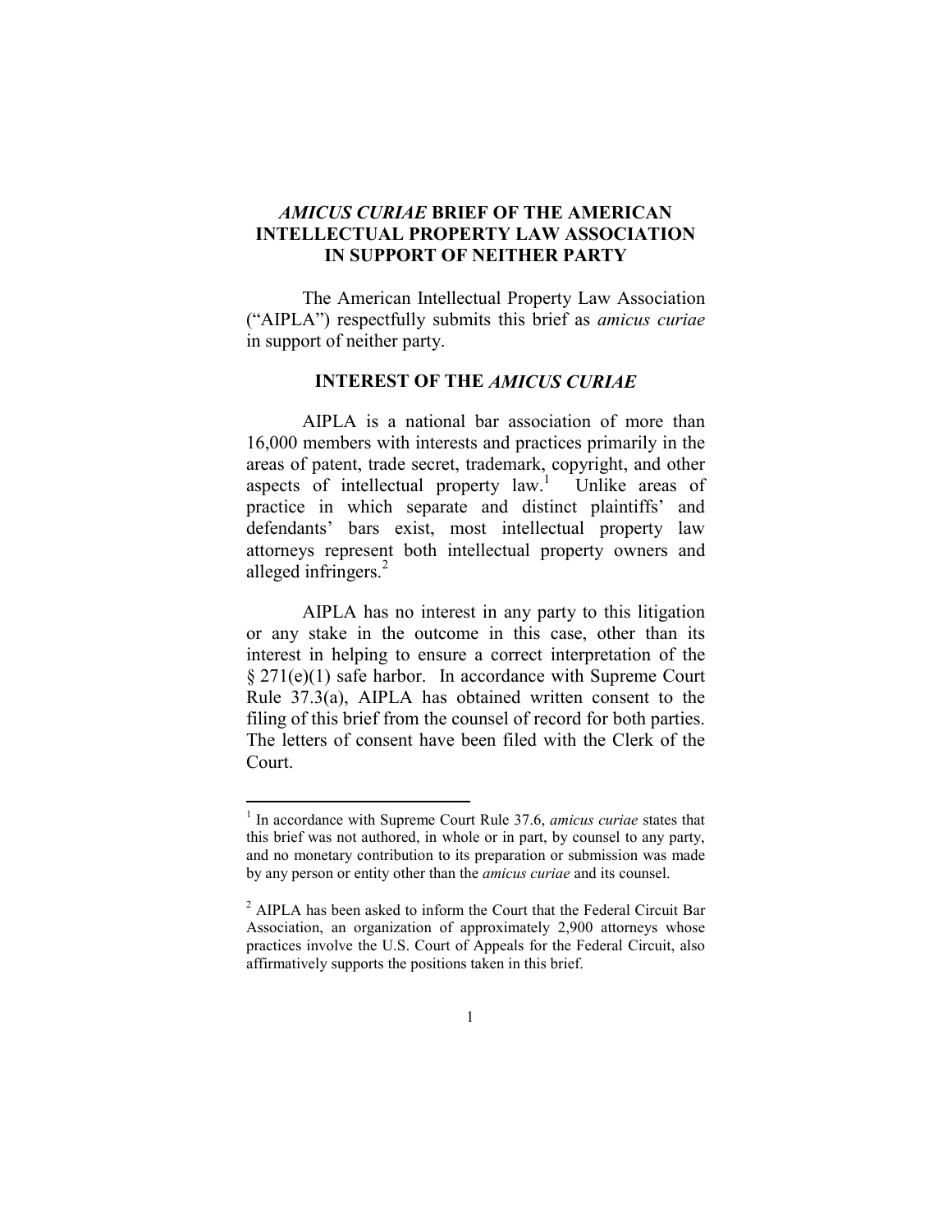## *AMICUS CURIAE* BRIEF OF THE AMERICAN INTELLECTUAL PROPERTY LAW ASSOCIATION IN SUPPORT OF NEITHER PARTY

The American Intellectual Property Law Association ("AIPLA") respectfully submits this brief as *amicus curiae* in support of neither party.

### INTEREST OF THE *AMICUS CURIAE*

AIPLA is a national bar association of more than 16,000 members with interests and practices primarily in the areas of patent, trade secret, trademark, copyright, and other aspects of intellectual property law.[1] Unlike areas of practice in which separate and distinct plaintiffs' and defendants' bars exist, most intellectual property law attorneys represent both intellectual property owners and alleged infringers.[2]

AIPLA has no interest in any party to this litigation or any stake in the outcome in this case, other than its interest in helping to ensure a correct interpretation of the § 271(e)(1) safe harbor. In accordance with Supreme Court Rule 37.3(a), AIPLA has obtained written consent to the filing of this brief from the counsel of record for both parties. The letters of consent have been filed with the Clerk of the Court.

---

[1] In accordance with Supreme Court Rule 37.6, *amicus curiae* states that this brief was not authored, in whole or in part, by counsel to any party, and no monetary contribution to its preparation or submission was made by any person or entity other than the *amicus curiae* and its counsel.

[2] AIPLA has been asked to inform the Court that the Federal Circuit Bar Association, an organization of approximately 2,900 attorneys whose practices involve the U.S. Court of Appeals for the Federal Circuit, also affirmatively supports the positions taken in this brief.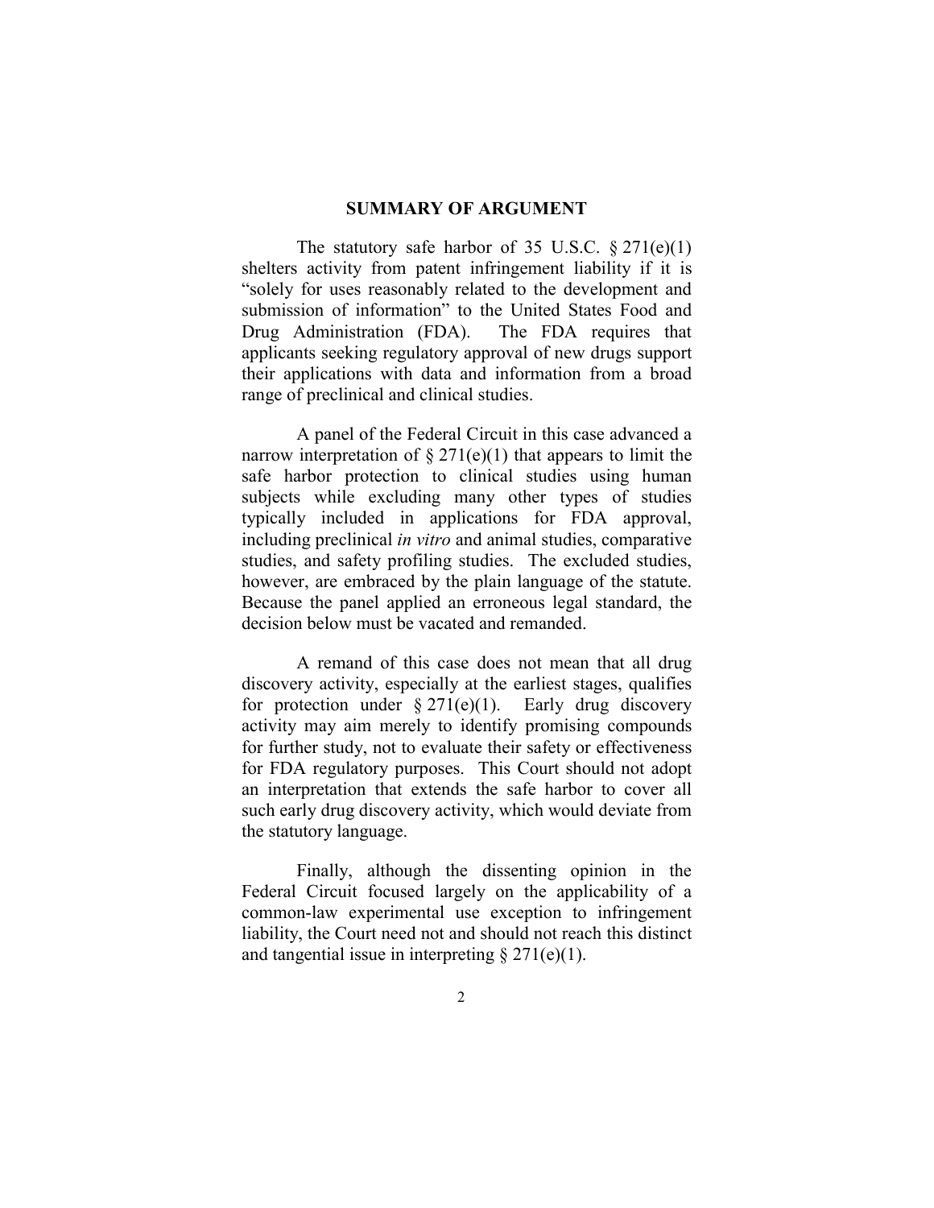## SUMMARY OF ARGUMENT

The statutory safe harbor of 35 U.S.C. § 271(e)(1) shelters activity from patent infringement liability if it is "solely for uses reasonably related to the development and submission of information" to the United States Food and Drug Administration (FDA). The FDA requires that applicants seeking regulatory approval of new drugs support their applications with data and information from a broad range of preclinical and clinical studies.

A panel of the Federal Circuit in this case advanced a narrow interpretation of § 271(e)(1) that appears to limit the safe harbor protection to clinical studies using human subjects while excluding many other types of studies typically included in applications for FDA approval, including preclinical *in vitro* and animal studies, comparative studies, and safety profiling studies. The excluded studies, however, are embraced by the plain language of the statute. Because the panel applied an erroneous legal standard, the decision below must be vacated and remanded.

A remand of this case does not mean that all drug discovery activity, especially at the earliest stages, qualifies for protection under § 271(e)(1). Early drug discovery activity may aim merely to identify promising compounds for further study, not to evaluate their safety or effectiveness for FDA regulatory purposes. This Court should not adopt an interpretation that extends the safe harbor to cover all such early drug discovery activity, which would deviate from the statutory language.

Finally, although the dissenting opinion in the Federal Circuit focused largely on the applicability of a common-law experimental use exception to infringement liability, the Court need not and should not reach this distinct and tangential issue in interpreting § 271(e)(1).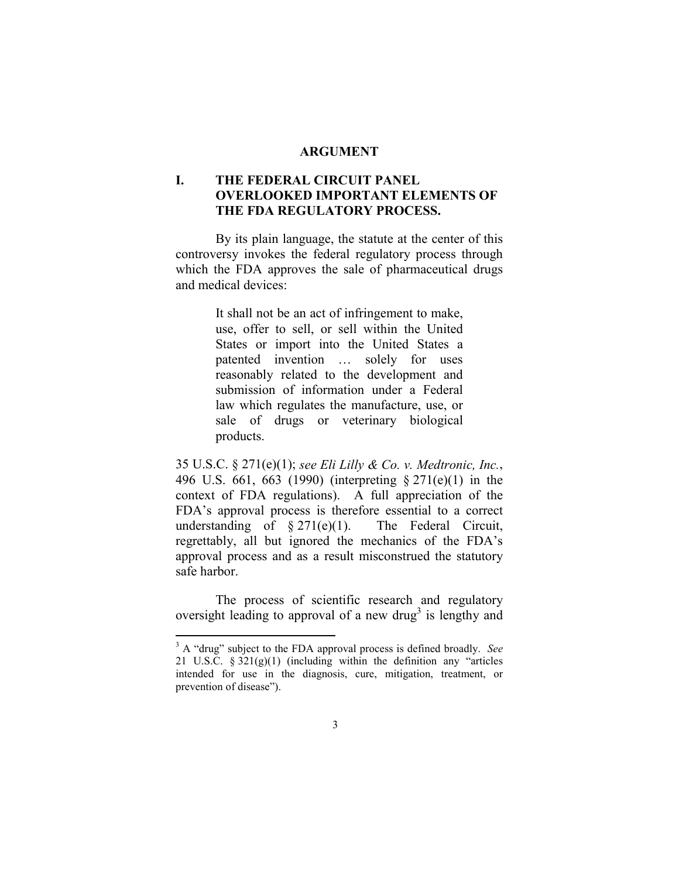# ARGUMENT

## I. THE FEDERAL CIRCUIT PANEL OVERLOOKED IMPORTANT ELEMENTS OF THE FDA REGULATORY PROCESS.

By its plain language, the statute at the center of this controversy invokes the federal regulatory process through which the FDA approves the sale of pharmaceutical drugs and medical devices:

> It shall not be an act of infringement to make, use, offer to sell, or sell within the United States or import into the United States a patented invention … solely for uses reasonably related to the development and submission of information under a Federal law which regulates the manufacture, use, or sale of drugs or veterinary biological products.

35 U.S.C. § 271(e)(1); *see Eli Lilly & Co. v. Medtronic, Inc.*, 496 U.S. 661, 663 (1990) (interpreting § 271(e)(1) in the context of FDA regulations). A full appreciation of the FDA's approval process is therefore essential to a correct understanding of § 271(e)(1). The Federal Circuit, regrettably, all but ignored the mechanics of the FDA's approval process and as a result misconstrued the statutory safe harbor.

The process of scientific research and regulatory oversight leading to approval of a new drug[3] is lengthy and

---

[3] A "drug" subject to the FDA approval process is defined broadly. *See* 21 U.S.C. § 321(g)(1) (including within the definition any "articles intended for use in the diagnosis, cure, mitigation, treatment, or prevention of disease").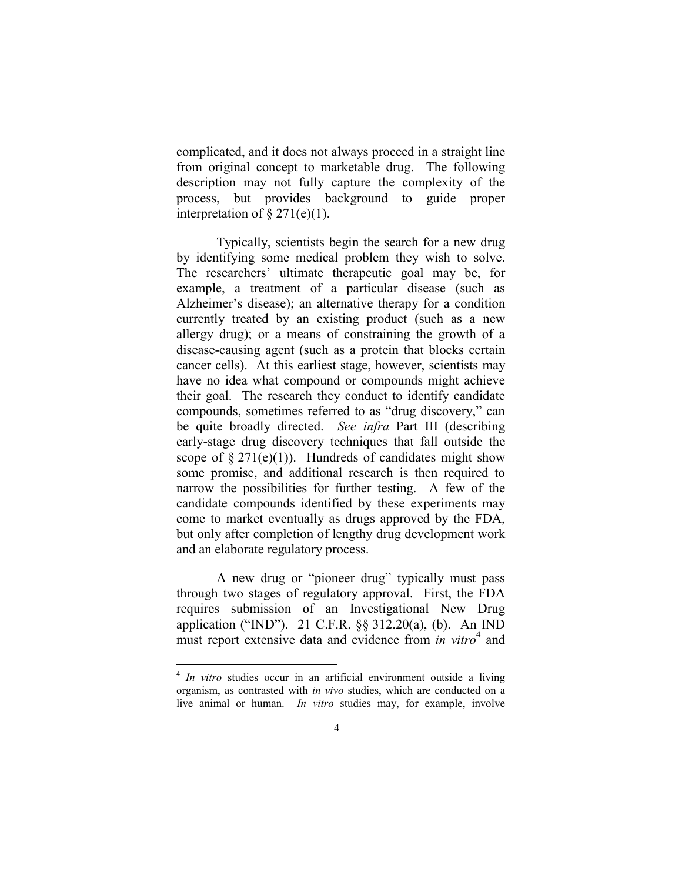complicated, and it does not always proceed in a straight line from original concept to marketable drug. The following description may not fully capture the complexity of the process, but provides background to guide proper interpretation of § 271(e)(1).

Typically, scientists begin the search for a new drug by identifying some medical problem they wish to solve. The researchers' ultimate therapeutic goal may be, for example, a treatment of a particular disease (such as Alzheimer's disease); an alternative therapy for a condition currently treated by an existing product (such as a new allergy drug); or a means of constraining the growth of a disease-causing agent (such as a protein that blocks certain cancer cells). At this earliest stage, however, scientists may have no idea what compound or compounds might achieve their goal. The research they conduct to identify candidate compounds, sometimes referred to as "drug discovery," can be quite broadly directed. *See infra* Part III (describing early-stage drug discovery techniques that fall outside the scope of § 271(e)(1)). Hundreds of candidates might show some promise, and additional research is then required to narrow the possibilities for further testing. A few of the candidate compounds identified by these experiments may come to market eventually as drugs approved by the FDA, but only after completion of lengthy drug development work and an elaborate regulatory process.

A new drug or "pioneer drug" typically must pass through two stages of regulatory approval. First, the FDA requires submission of an Investigational New Drug application ("IND"). 21 C.F.R. §§ 312.20(a), (b). An IND must report extensive data and evidence from *in vitro*[4] and

---

[4] *In vitro* studies occur in an artificial environment outside a living organism, as contrasted with *in vivo* studies, which are conducted on a live animal or human. *In vitro* studies may, for example, involve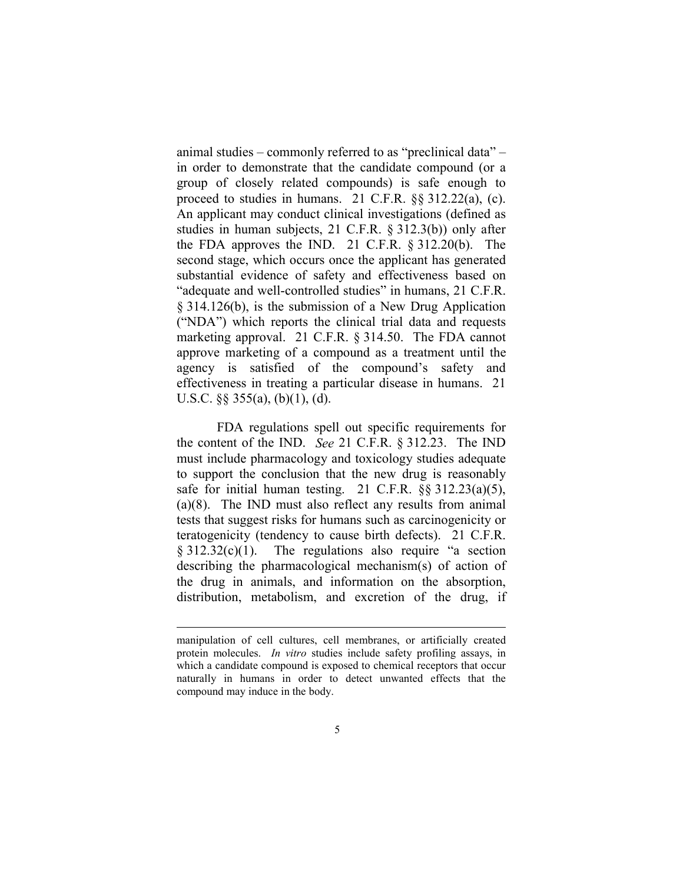animal studies – commonly referred to as "preclinical data" – in order to demonstrate that the candidate compound (or a group of closely related compounds) is safe enough to proceed to studies in humans. 21 C.F.R. §§ 312.22(a), (c). An applicant may conduct clinical investigations (defined as studies in human subjects, 21 C.F.R. § 312.3(b)) only after the FDA approves the IND. 21 C.F.R. § 312.20(b). The second stage, which occurs once the applicant has generated substantial evidence of safety and effectiveness based on "adequate and well-controlled studies" in humans, 21 C.F.R. § 314.126(b), is the submission of a New Drug Application ("NDA") which reports the clinical trial data and requests marketing approval. 21 C.F.R. § 314.50. The FDA cannot approve marketing of a compound as a treatment until the agency is satisfied of the compound's safety and effectiveness in treating a particular disease in humans. 21 U.S.C. §§ 355(a), (b)(1), (d).

FDA regulations spell out specific requirements for the content of the IND. *See* 21 C.F.R. § 312.23. The IND must include pharmacology and toxicology studies adequate to support the conclusion that the new drug is reasonably safe for initial human testing. 21 C.F.R. §§ 312.23(a)(5), (a)(8). The IND must also reflect any results from animal tests that suggest risks for humans such as carcinogenicity or teratogenicity (tendency to cause birth defects). 21 C.F.R. § 312.32(c)(1). The regulations also require "a section describing the pharmacological mechanism(s) of action of the drug in animals, and information on the absorption, distribution, metabolism, and excretion of the drug, if

---

manipulation of cell cultures, cell membranes, or artificially created protein molecules. *In vitro* studies include safety profiling assays, in which a candidate compound is exposed to chemical receptors that occur naturally in humans in order to detect unwanted effects that the compound may induce in the body.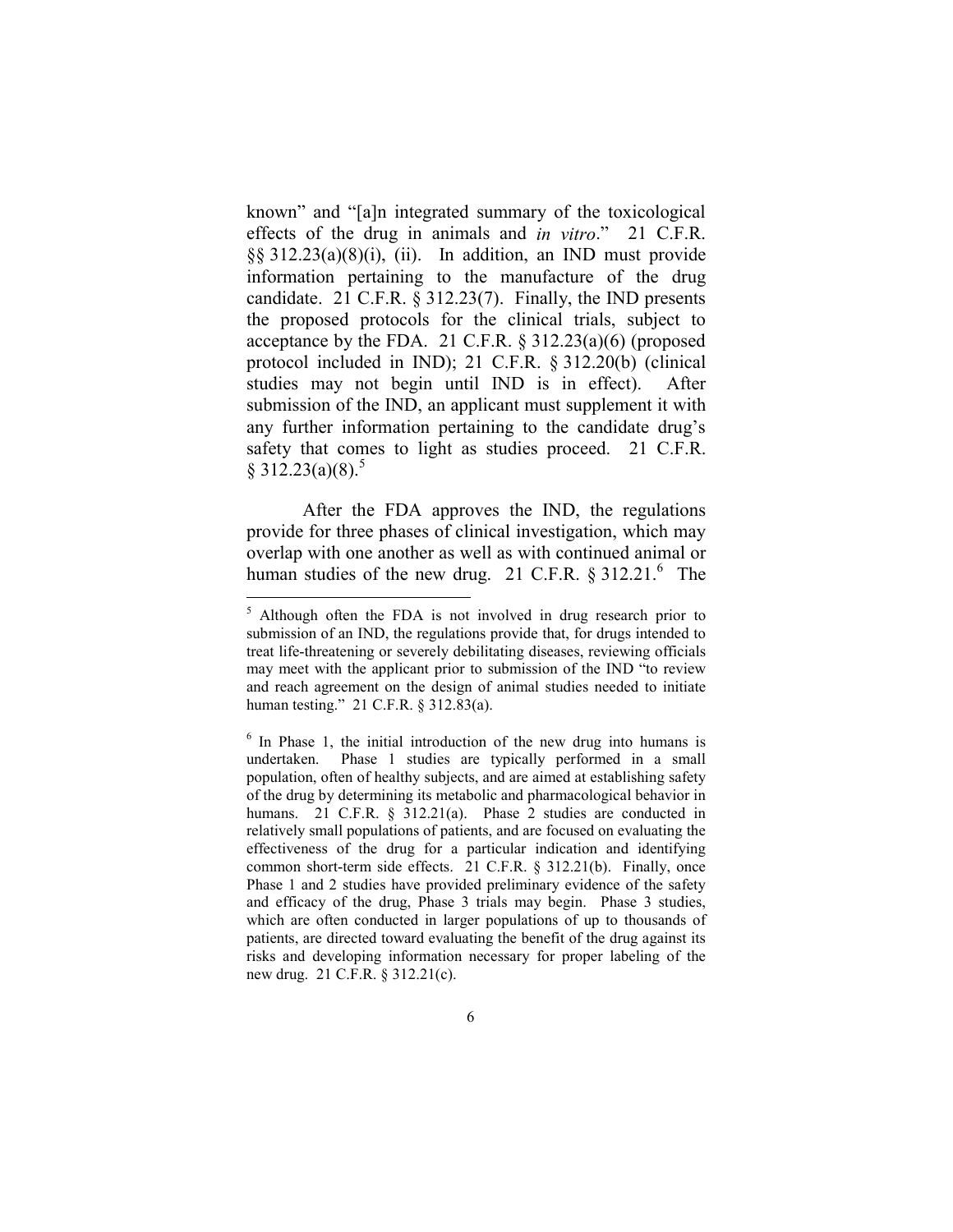known" and "[a]n integrated summary of the toxicological effects of the drug in animals and *in vitro*." 21 C.F.R. §§ 312.23(a)(8)(i), (ii). In addition, an IND must provide information pertaining to the manufacture of the drug candidate. 21 C.F.R. § 312.23(7). Finally, the IND presents the proposed protocols for the clinical trials, subject to acceptance by the FDA. 21 C.F.R. § 312.23(a)(6) (proposed protocol included in IND); 21 C.F.R. § 312.20(b) (clinical studies may not begin until IND is in effect). After submission of the IND, an applicant must supplement it with any further information pertaining to the candidate drug's safety that comes to light as studies proceed. 21 C.F.R. § 312.23(a)(8).[5]

After the FDA approves the IND, the regulations provide for three phases of clinical investigation, which may overlap with one another as well as with continued animal or human studies of the new drug. 21 C.F.R. § 312.21.[6] The

---

[5] Although often the FDA is not involved in drug research prior to submission of an IND, the regulations provide that, for drugs intended to treat life-threatening or severely debilitating diseases, reviewing officials may meet with the applicant prior to submission of the IND "to review and reach agreement on the design of animal studies needed to initiate human testing." 21 C.F.R. § 312.83(a).

[6] In Phase 1, the initial introduction of the new drug into humans is undertaken. Phase 1 studies are typically performed in a small population, often of healthy subjects, and are aimed at establishing safety of the drug by determining its metabolic and pharmacological behavior in humans. 21 C.F.R. § 312.21(a). Phase 2 studies are conducted in relatively small populations of patients, and are focused on evaluating the effectiveness of the drug for a particular indication and identifying common short-term side effects. 21 C.F.R. § 312.21(b). Finally, once Phase 1 and 2 studies have provided preliminary evidence of the safety and efficacy of the drug, Phase 3 trials may begin. Phase 3 studies, which are often conducted in larger populations of up to thousands of patients, are directed toward evaluating the benefit of the drug against its risks and developing information necessary for proper labeling of the new drug. 21 C.F.R. § 312.21(c).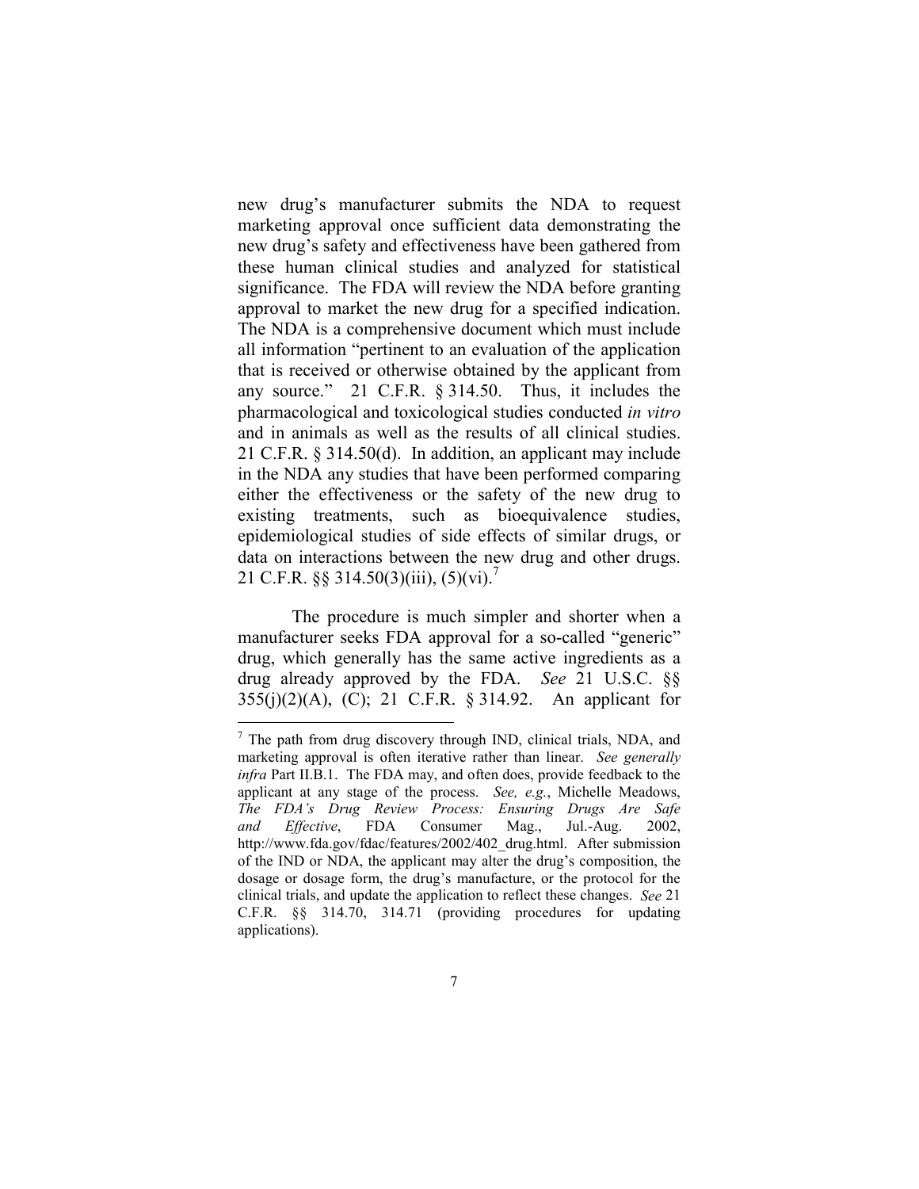new drug's manufacturer submits the NDA to request marketing approval once sufficient data demonstrating the new drug's safety and effectiveness have been gathered from these human clinical studies and analyzed for statistical significance. The FDA will review the NDA before granting approval to market the new drug for a specified indication. The NDA is a comprehensive document which must include all information "pertinent to an evaluation of the application that is received or otherwise obtained by the applicant from any source." 21 C.F.R. § 314.50. Thus, it includes the pharmacological and toxicological studies conducted *in vitro* and in animals as well as the results of all clinical studies. 21 C.F.R. § 314.50(d). In addition, an applicant may include in the NDA any studies that have been performed comparing either the effectiveness or the safety of the new drug to existing treatments, such as bioequivalence studies, epidemiological studies of side effects of similar drugs, or data on interactions between the new drug and other drugs. 21 C.F.R. §§ 314.50(3)(iii), (5)(vi).[7]

The procedure is much simpler and shorter when a manufacturer seeks FDA approval for a so-called "generic" drug, which generally has the same active ingredients as a drug already approved by the FDA. *See* 21 U.S.C. §§ 355(j)(2)(A), (C); 21 C.F.R. § 314.92. An applicant for

---

[7] The path from drug discovery through IND, clinical trials, NDA, and marketing approval is often iterative rather than linear. *See generally infra* Part II.B.1. The FDA may, and often does, provide feedback to the applicant at any stage of the process. *See, e.g.*, Michelle Meadows, *The FDA's Drug Review Process: Ensuring Drugs Are Safe and Effective*, FDA Consumer Mag., Jul.-Aug. 2002, http://www.fda.gov/fdac/features/2002/402_drug.html. After submission of the IND or NDA, the applicant may alter the drug's composition, the dosage or dosage form, the drug's manufacture, or the protocol for the clinical trials, and update the application to reflect these changes. *See* 21 C.F.R. §§ 314.70, 314.71 (providing procedures for updating applications).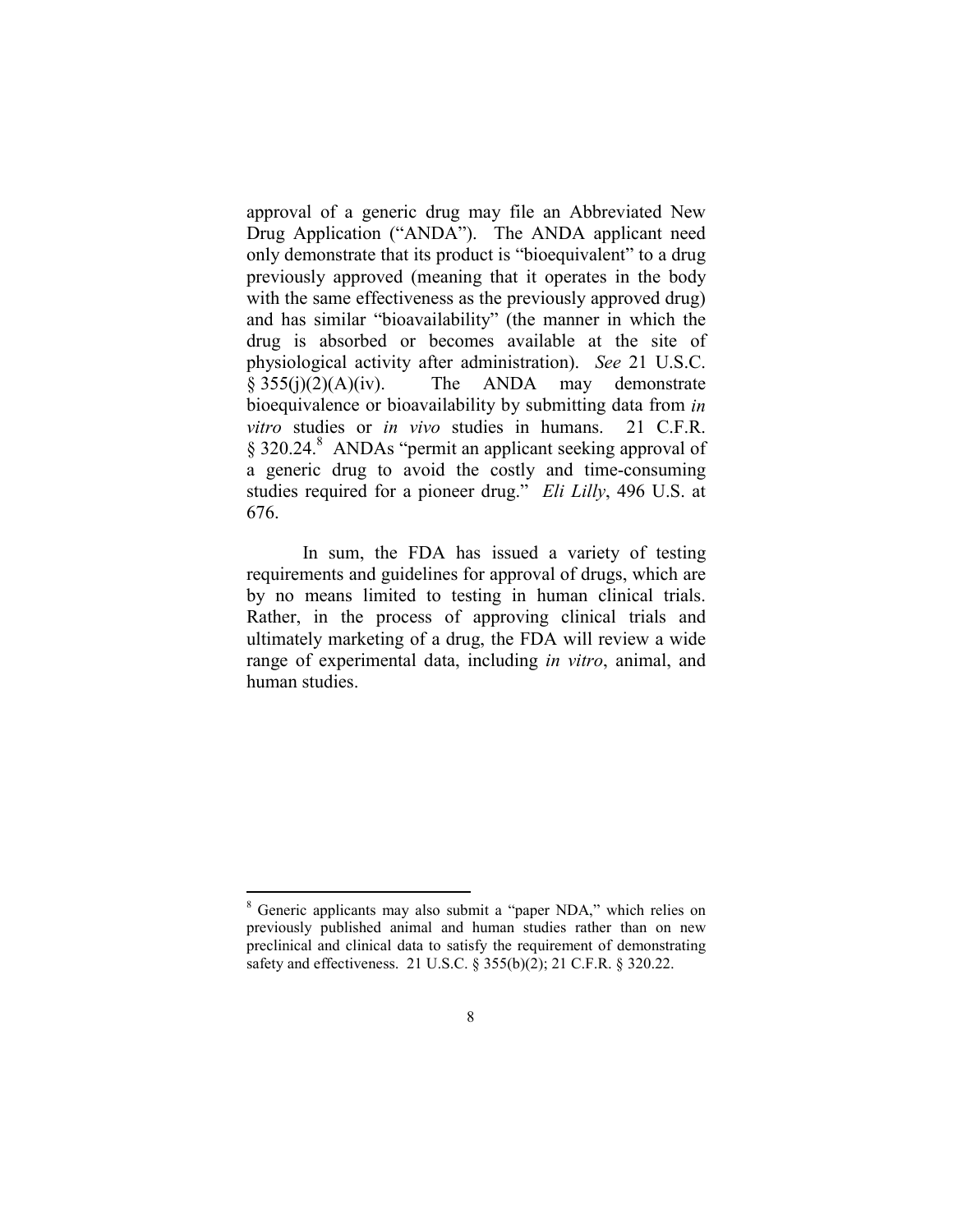approval of a generic drug may file an Abbreviated New Drug Application ("ANDA"). The ANDA applicant need only demonstrate that its product is "bioequivalent" to a drug previously approved (meaning that it operates in the body with the same effectiveness as the previously approved drug) and has similar "bioavailability" (the manner in which the drug is absorbed or becomes available at the site of physiological activity after administration). *See* 21 U.S.C. § 355(j)(2)(A)(iv). The ANDA may demonstrate bioequivalence or bioavailability by submitting data from *in vitro* studies or *in vivo* studies in humans. 21 C.F.R. § 320.24.[8] ANDAs "permit an applicant seeking approval of a generic drug to avoid the costly and time-consuming studies required for a pioneer drug." *Eli Lilly*, 496 U.S. at 676.

In sum, the FDA has issued a variety of testing requirements and guidelines for approval of drugs, which are by no means limited to testing in human clinical trials. Rather, in the process of approving clinical trials and ultimately marketing of a drug, the FDA will review a wide range of experimental data, including *in vitro*, animal, and human studies.

---

[8] Generic applicants may also submit a "paper NDA," which relies on previously published animal and human studies rather than on new preclinical and clinical data to satisfy the requirement of demonstrating safety and effectiveness. 21 U.S.C. § 355(b)(2); 21 C.F.R. § 320.22.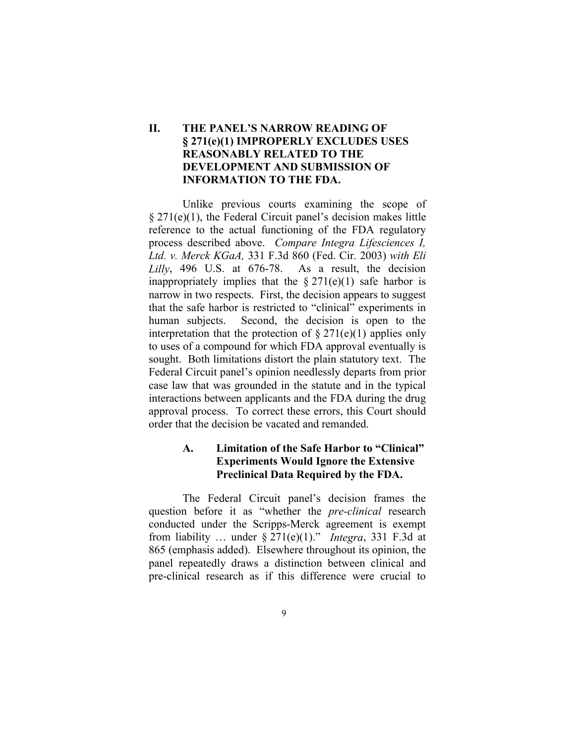## II. THE PANEL'S NARROW READING OF § 271(e)(1) IMPROPERLY EXCLUDES USES REASONABLY RELATED TO THE DEVELOPMENT AND SUBMISSION OF INFORMATION TO THE FDA.

Unlike previous courts examining the scope of § 271(e)(1), the Federal Circuit panel's decision makes little reference to the actual functioning of the FDA regulatory process described above. *Compare Integra Lifesciences I, Ltd. v. Merck KGaA,* 331 F.3d 860 (Fed. Cir. 2003) *with Eli Lilly*, 496 U.S. at 676-78. As a result, the decision inappropriately implies that the § 271(e)(1) safe harbor is narrow in two respects. First, the decision appears to suggest that the safe harbor is restricted to "clinical" experiments in human subjects. Second, the decision is open to the interpretation that the protection of § 271(e)(1) applies only to uses of a compound for which FDA approval eventually is sought. Both limitations distort the plain statutory text. The Federal Circuit panel's opinion needlessly departs from prior case law that was grounded in the statute and in the typical interactions between applicants and the FDA during the drug approval process. To correct these errors, this Court should order that the decision be vacated and remanded.

### A. Limitation of the Safe Harbor to "Clinical" Experiments Would Ignore the Extensive Preclinical Data Required by the FDA.

The Federal Circuit panel's decision frames the question before it as "whether the *pre-clinical* research conducted under the Scripps-Merck agreement is exempt from liability … under § 271(e)(1)." *Integra*, 331 F.3d at 865 (emphasis added). Elsewhere throughout its opinion, the panel repeatedly draws a distinction between clinical and pre-clinical research as if this difference were crucial to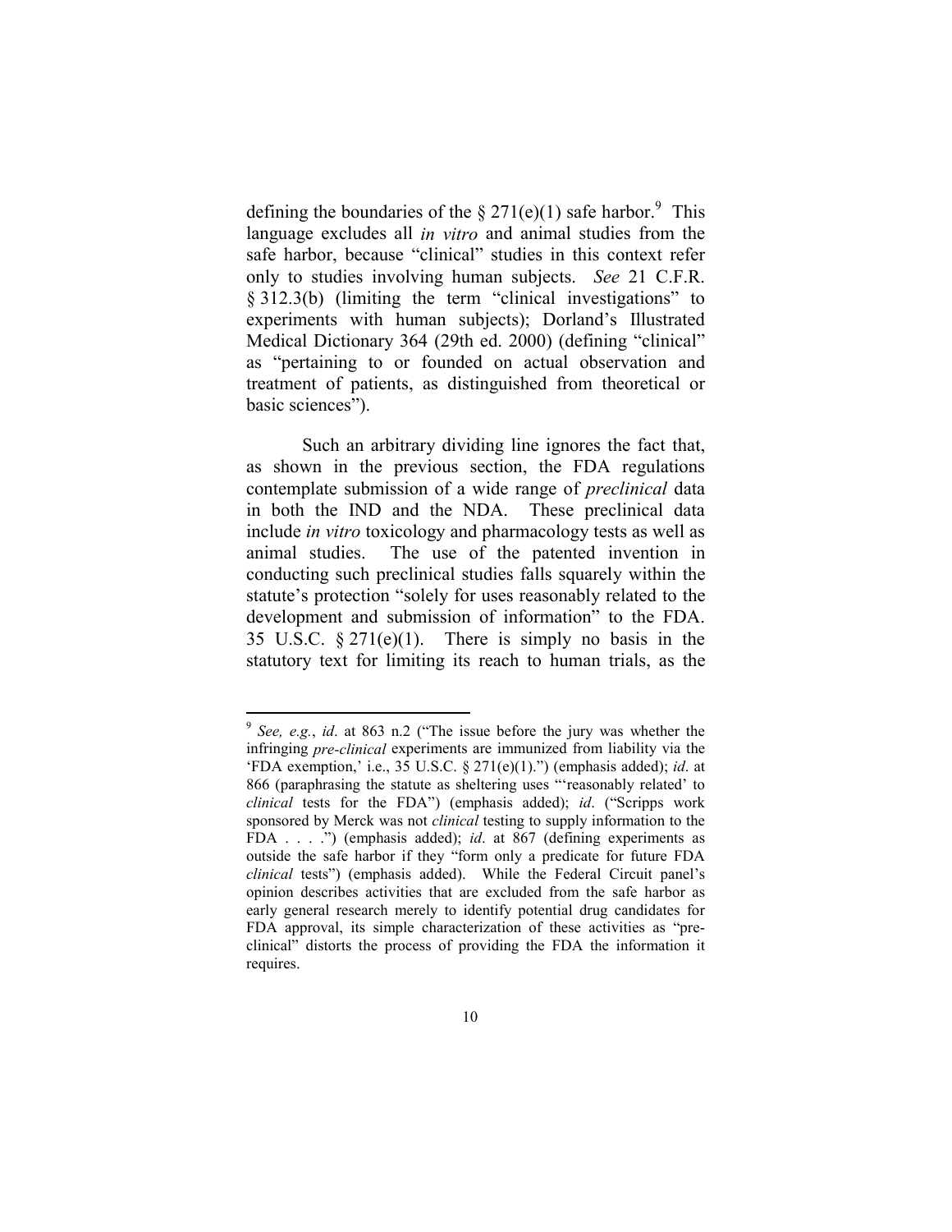defining the boundaries of the § 271(e)(1) safe harbor.[9] This language excludes all *in vitro* and animal studies from the safe harbor, because "clinical" studies in this context refer only to studies involving human subjects. *See* 21 C.F.R. § 312.3(b) (limiting the term "clinical investigations" to experiments with human subjects); Dorland's Illustrated Medical Dictionary 364 (29th ed. 2000) (defining "clinical" as "pertaining to or founded on actual observation and treatment of patients, as distinguished from theoretical or basic sciences").

Such an arbitrary dividing line ignores the fact that, as shown in the previous section, the FDA regulations contemplate submission of a wide range of *preclinical* data in both the IND and the NDA. These preclinical data include *in vitro* toxicology and pharmacology tests as well as animal studies. The use of the patented invention in conducting such preclinical studies falls squarely within the statute's protection "solely for uses reasonably related to the development and submission of information" to the FDA. 35 U.S.C. § 271(e)(1). There is simply no basis in the statutory text for limiting its reach to human trials, as the

---

[9] *See, e.g.*, *id*. at 863 n.2 ("The issue before the jury was whether the infringing *pre-clinical* experiments are immunized from liability via the 'FDA exemption,' i.e., 35 U.S.C. § 271(e)(1).") (emphasis added); *id*. at 866 (paraphrasing the statute as sheltering uses "'reasonably related' to *clinical* tests for the FDA") (emphasis added); *id*. ("Scripps work sponsored by Merck was not *clinical* testing to supply information to the FDA . . . .") (emphasis added); *id*. at 867 (defining experiments as outside the safe harbor if they "form only a predicate for future FDA *clinical* tests") (emphasis added). While the Federal Circuit panel's opinion describes activities that are excluded from the safe harbor as early general research merely to identify potential drug candidates for FDA approval, its simple characterization of these activities as "pre-clinical" distorts the process of providing the FDA the information it requires.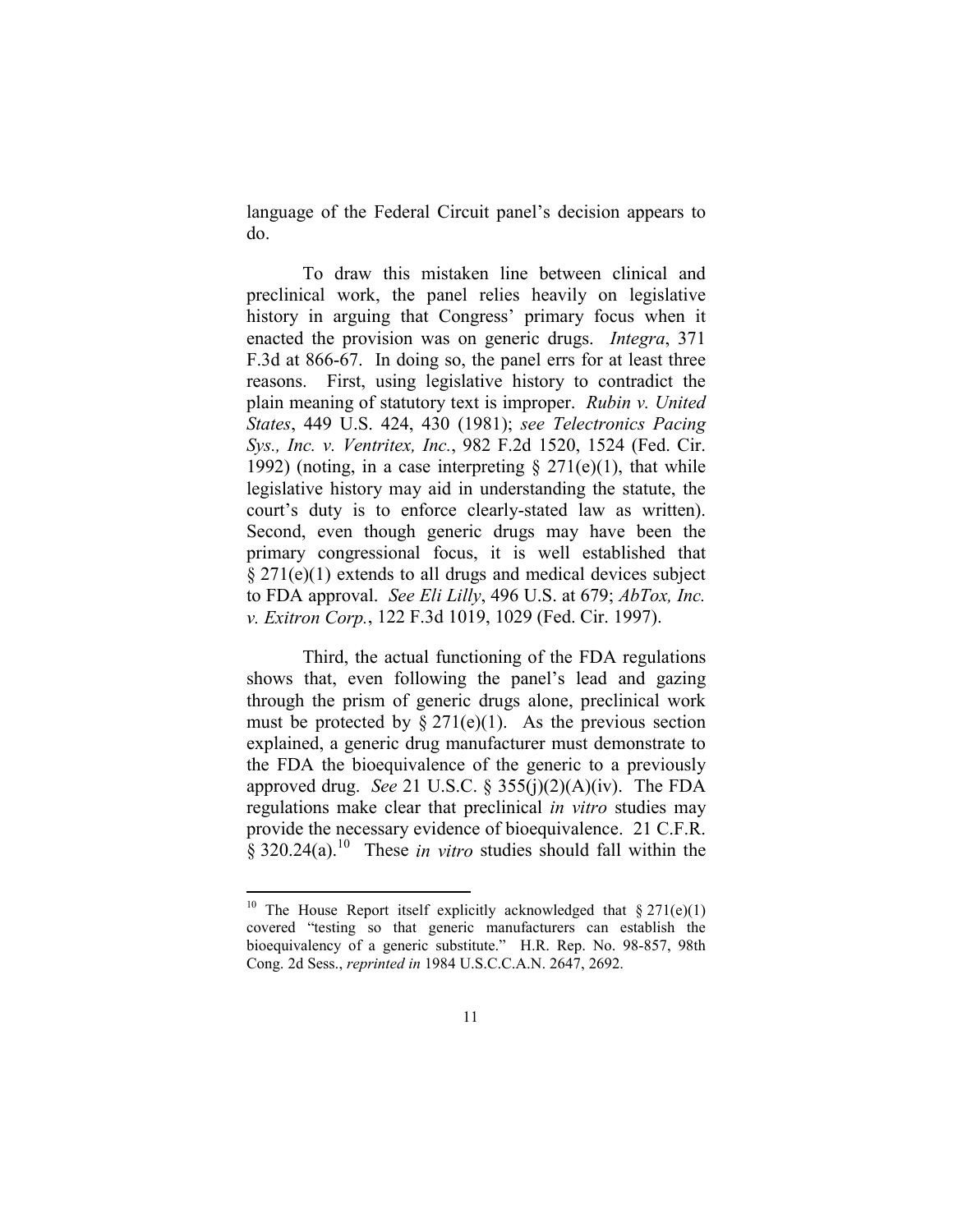language of the Federal Circuit panel's decision appears to do.

To draw this mistaken line between clinical and preclinical work, the panel relies heavily on legislative history in arguing that Congress' primary focus when it enacted the provision was on generic drugs. *Integra*, 371 F.3d at 866-67. In doing so, the panel errs for at least three reasons. First, using legislative history to contradict the plain meaning of statutory text is improper. *Rubin v. United States*, 449 U.S. 424, 430 (1981); *see Telectronics Pacing Sys., Inc. v. Ventritex, Inc.*, 982 F.2d 1520, 1524 (Fed. Cir. 1992) (noting, in a case interpreting § 271(e)(1), that while legislative history may aid in understanding the statute, the court's duty is to enforce clearly-stated law as written). Second, even though generic drugs may have been the primary congressional focus, it is well established that § 271(e)(1) extends to all drugs and medical devices subject to FDA approval. *See Eli Lilly*, 496 U.S. at 679; *AbTox, Inc. v. Exitron Corp.*, 122 F.3d 1019, 1029 (Fed. Cir. 1997).

Third, the actual functioning of the FDA regulations shows that, even following the panel's lead and gazing through the prism of generic drugs alone, preclinical work must be protected by § 271(e)(1). As the previous section explained, a generic drug manufacturer must demonstrate to the FDA the bioequivalence of the generic to a previously approved drug. *See* 21 U.S.C. § 355(j)(2)(A)(iv). The FDA regulations make clear that preclinical *in vitro* studies may provide the necessary evidence of bioequivalence. 21 C.F.R. § 320.24(a).[10] These *in vitro* studies should fall within the

---

[10] The House Report itself explicitly acknowledged that § 271(e)(1) covered "testing so that generic manufacturers can establish the bioequivalency of a generic substitute." H.R. Rep. No. 98-857, 98th Cong. 2d Sess., *reprinted in* 1984 U.S.C.C.A.N. 2647, 2692.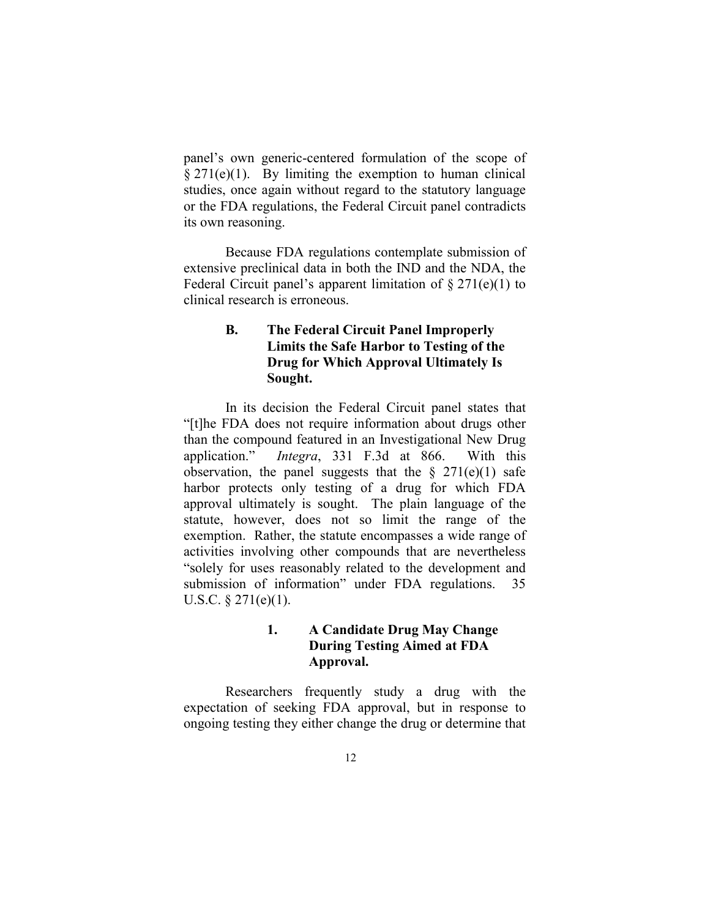panel's own generic-centered formulation of the scope of § 271(e)(1). By limiting the exemption to human clinical studies, once again without regard to the statutory language or the FDA regulations, the Federal Circuit panel contradicts its own reasoning.

Because FDA regulations contemplate submission of extensive preclinical data in both the IND and the NDA, the Federal Circuit panel's apparent limitation of § 271(e)(1) to clinical research is erroneous.

### B. The Federal Circuit Panel Improperly Limits the Safe Harbor to Testing of the Drug for Which Approval Ultimately Is Sought.

In its decision the Federal Circuit panel states that "[t]he FDA does not require information about drugs other than the compound featured in an Investigational New Drug application." *Integra*, 331 F.3d at 866. With this observation, the panel suggests that the § 271(e)(1) safe harbor protects only testing of a drug for which FDA approval ultimately is sought. The plain language of the statute, however, does not so limit the range of the exemption. Rather, the statute encompasses a wide range of activities involving other compounds that are nevertheless "solely for uses reasonably related to the development and submission of information" under FDA regulations. 35 U.S.C. § 271(e)(1).

#### 1. A Candidate Drug May Change During Testing Aimed at FDA Approval.

Researchers frequently study a drug with the expectation of seeking FDA approval, but in response to ongoing testing they either change the drug or determine that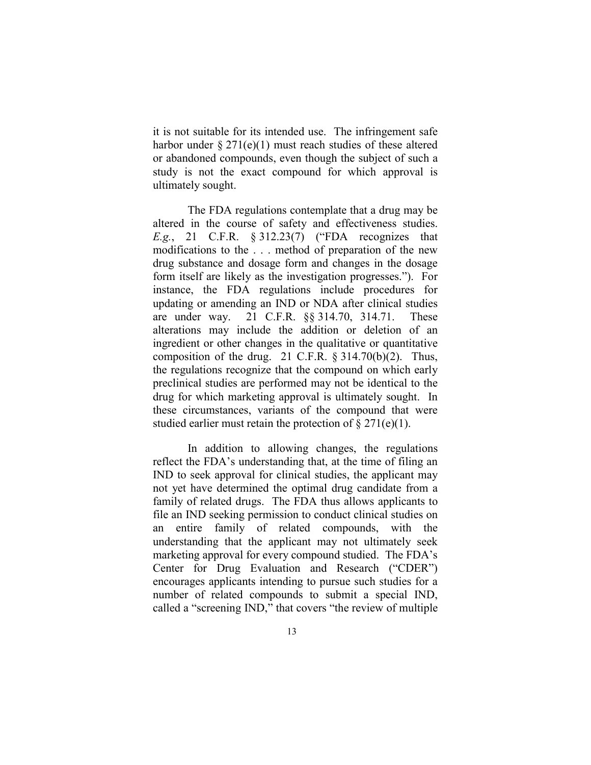it is not suitable for its intended use. The infringement safe harbor under § 271(e)(1) must reach studies of these altered or abandoned compounds, even though the subject of such a study is not the exact compound for which approval is ultimately sought.

The FDA regulations contemplate that a drug may be altered in the course of safety and effectiveness studies. *E.g.*, 21 C.F.R. § 312.23(7) ("FDA recognizes that modifications to the . . . method of preparation of the new drug substance and dosage form and changes in the dosage form itself are likely as the investigation progresses."). For instance, the FDA regulations include procedures for updating or amending an IND or NDA after clinical studies are under way. 21 C.F.R. §§ 314.70, 314.71. These alterations may include the addition or deletion of an ingredient or other changes in the qualitative or quantitative composition of the drug. 21 C.F.R. § 314.70(b)(2). Thus, the regulations recognize that the compound on which early preclinical studies are performed may not be identical to the drug for which marketing approval is ultimately sought. In these circumstances, variants of the compound that were studied earlier must retain the protection of § 271(e)(1).

In addition to allowing changes, the regulations reflect the FDA's understanding that, at the time of filing an IND to seek approval for clinical studies, the applicant may not yet have determined the optimal drug candidate from a family of related drugs. The FDA thus allows applicants to file an IND seeking permission to conduct clinical studies on an entire family of related compounds, with the understanding that the applicant may not ultimately seek marketing approval for every compound studied. The FDA's Center for Drug Evaluation and Research ("CDER") encourages applicants intending to pursue such studies for a number of related compounds to submit a special IND, called a "screening IND," that covers "the review of multiple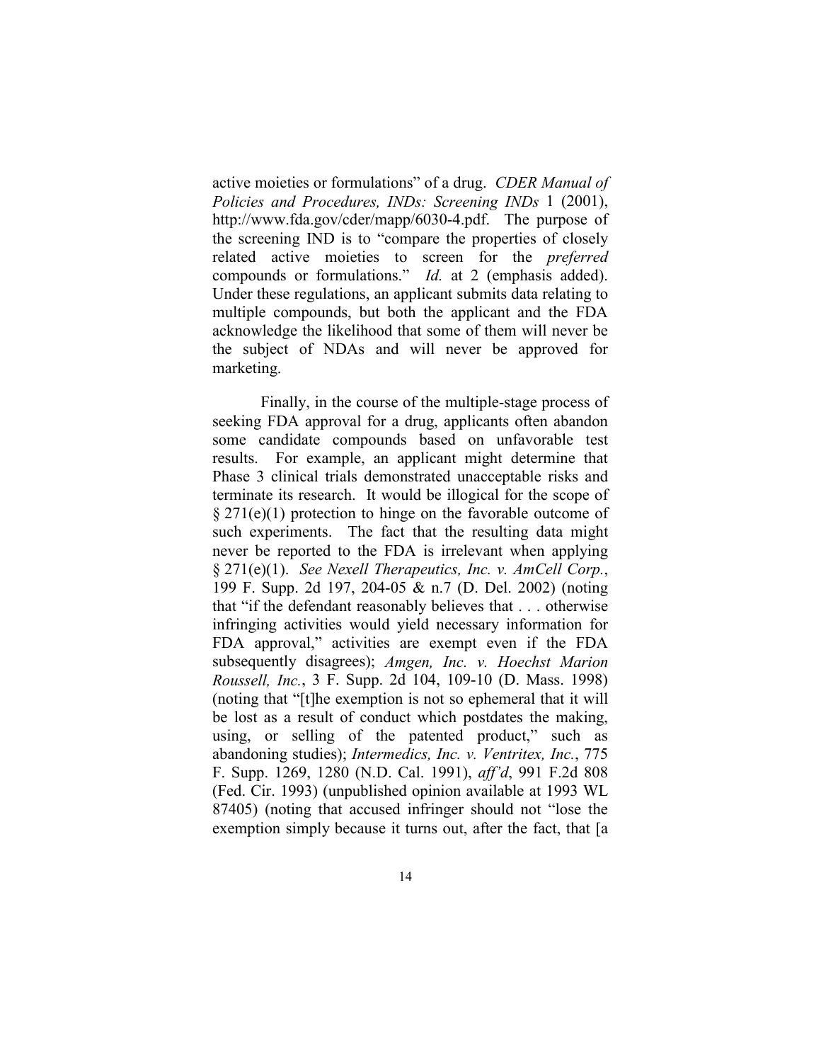active moieties or formulations" of a drug. *CDER Manual of Policies and Procedures, INDs: Screening INDs* 1 (2001), http://www.fda.gov/cder/mapp/6030-4.pdf. The purpose of the screening IND is to "compare the properties of closely related active moieties to screen for the *preferred* compounds or formulations." *Id.* at 2 (emphasis added). Under these regulations, an applicant submits data relating to multiple compounds, but both the applicant and the FDA acknowledge the likelihood that some of them will never be the subject of NDAs and will never be approved for marketing.

Finally, in the course of the multiple-stage process of seeking FDA approval for a drug, applicants often abandon some candidate compounds based on unfavorable test results. For example, an applicant might determine that Phase 3 clinical trials demonstrated unacceptable risks and terminate its research. It would be illogical for the scope of § 271(e)(1) protection to hinge on the favorable outcome of such experiments. The fact that the resulting data might never be reported to the FDA is irrelevant when applying § 271(e)(1). *See Nexell Therapeutics, Inc. v. AmCell Corp.*, 199 F. Supp. 2d 197, 204-05 & n.7 (D. Del. 2002) (noting that "if the defendant reasonably believes that . . . otherwise infringing activities would yield necessary information for FDA approval," activities are exempt even if the FDA subsequently disagrees); *Amgen, Inc. v. Hoechst Marion Roussell, Inc.*, 3 F. Supp. 2d 104, 109-10 (D. Mass. 1998) (noting that "[t]he exemption is not so ephemeral that it will be lost as a result of conduct which postdates the making, using, or selling of the patented product," such as abandoning studies); *Intermedics, Inc. v. Ventritex, Inc.*, 775 F. Supp. 1269, 1280 (N.D. Cal. 1991), *aff'd*, 991 F.2d 808 (Fed. Cir. 1993) (unpublished opinion available at 1993 WL 87405) (noting that accused infringer should not "lose the exemption simply because it turns out, after the fact, that [a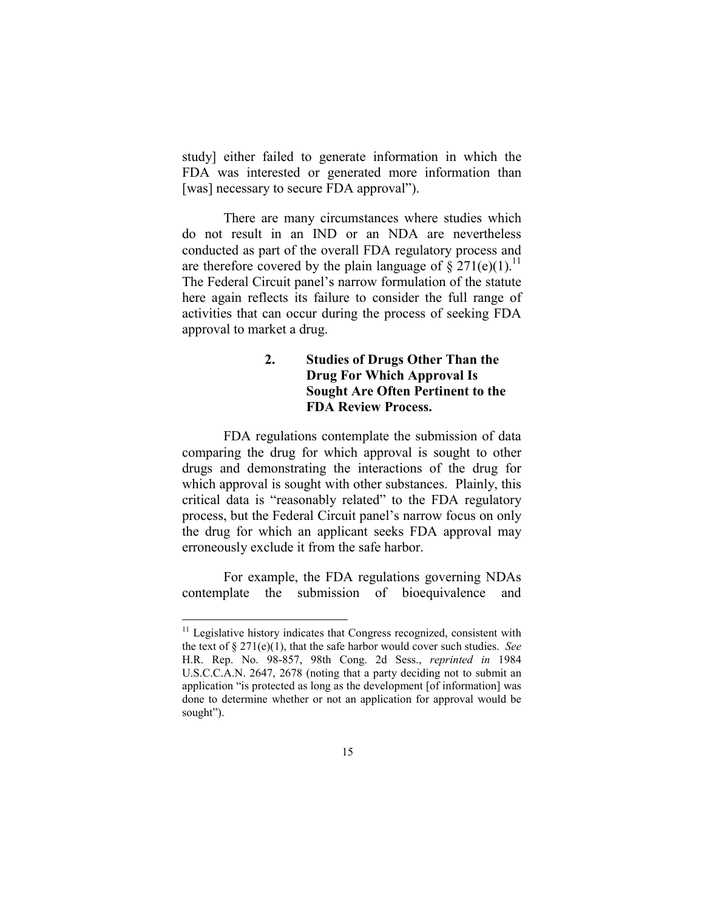study] either failed to generate information in which the FDA was interested or generated more information than [was] necessary to secure FDA approval").

There are many circumstances where studies which do not result in an IND or an NDA are nevertheless conducted as part of the overall FDA regulatory process and are therefore covered by the plain language of § 271(e)(1).[11] The Federal Circuit panel's narrow formulation of the statute here again reflects its failure to consider the full range of activities that can occur during the process of seeking FDA approval to market a drug.

### 2. Studies of Drugs Other Than the Drug For Which Approval Is Sought Are Often Pertinent to the FDA Review Process.

FDA regulations contemplate the submission of data comparing the drug for which approval is sought to other drugs and demonstrating the interactions of the drug for which approval is sought with other substances. Plainly, this critical data is "reasonably related" to the FDA regulatory process, but the Federal Circuit panel's narrow focus on only the drug for which an applicant seeks FDA approval may erroneously exclude it from the safe harbor.

For example, the FDA regulations governing NDAs contemplate the submission of bioequivalence and

---

[11] Legislative history indicates that Congress recognized, consistent with the text of § 271(e)(1), that the safe harbor would cover such studies. *See* H.R. Rep. No. 98-857, 98th Cong. 2d Sess., *reprinted in* 1984 U.S.C.C.A.N. 2647, 2678 (noting that a party deciding not to submit an application "is protected as long as the development [of information] was done to determine whether or not an application for approval would be sought").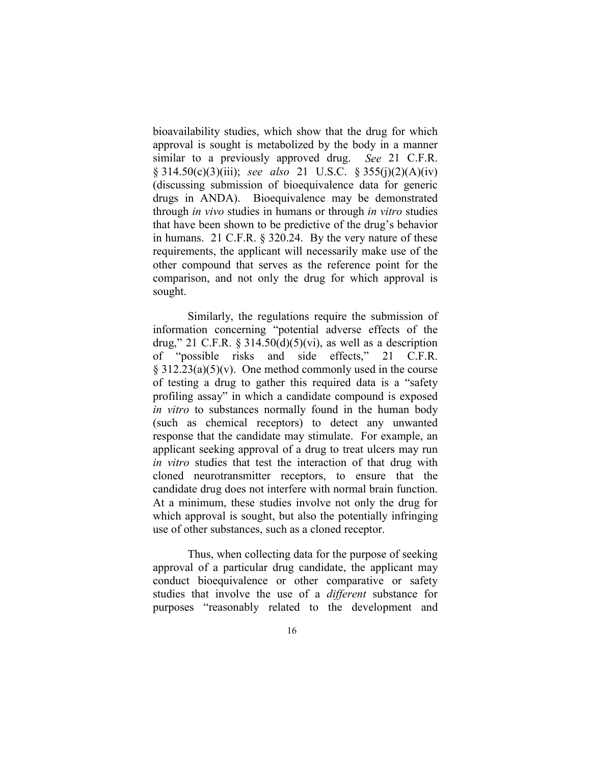bioavailability studies, which show that the drug for which approval is sought is metabolized by the body in a manner similar to a previously approved drug. *See* 21 C.F.R. § 314.50(c)(3)(iii); *see also* 21 U.S.C. § 355(j)(2)(A)(iv) (discussing submission of bioequivalence data for generic drugs in ANDA). Bioequivalence may be demonstrated through *in vivo* studies in humans or through *in vitro* studies that have been shown to be predictive of the drug's behavior in humans. 21 C.F.R. § 320.24. By the very nature of these requirements, the applicant will necessarily make use of the other compound that serves as the reference point for the comparison, and not only the drug for which approval is sought.

Similarly, the regulations require the submission of information concerning "potential adverse effects of the drug," 21 C.F.R. § 314.50(d)(5)(vi), as well as a description of "possible risks and side effects," 21 C.F.R. § 312.23(a)(5)(v). One method commonly used in the course of testing a drug to gather this required data is a "safety profiling assay" in which a candidate compound is exposed *in vitro* to substances normally found in the human body (such as chemical receptors) to detect any unwanted response that the candidate may stimulate. For example, an applicant seeking approval of a drug to treat ulcers may run *in vitro* studies that test the interaction of that drug with cloned neurotransmitter receptors, to ensure that the candidate drug does not interfere with normal brain function. At a minimum, these studies involve not only the drug for which approval is sought, but also the potentially infringing use of other substances, such as a cloned receptor.

Thus, when collecting data for the purpose of seeking approval of a particular drug candidate, the applicant may conduct bioequivalence or other comparative or safety studies that involve the use of a *different* substance for purposes "reasonably related to the development and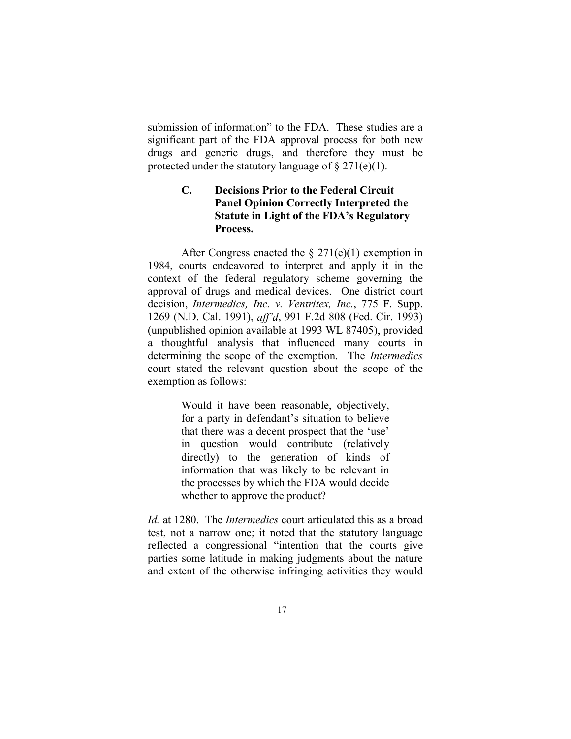submission of information" to the FDA. These studies are a significant part of the FDA approval process for both new drugs and generic drugs, and therefore they must be protected under the statutory language of § 271(e)(1).

### C. Decisions Prior to the Federal Circuit Panel Opinion Correctly Interpreted the Statute in Light of the FDA's Regulatory Process.

After Congress enacted the § 271(e)(1) exemption in 1984, courts endeavored to interpret and apply it in the context of the federal regulatory scheme governing the approval of drugs and medical devices. One district court decision, *Intermedics, Inc. v. Ventritex, Inc.*, 775 F. Supp. 1269 (N.D. Cal. 1991), *aff'd*, 991 F.2d 808 (Fed. Cir. 1993) (unpublished opinion available at 1993 WL 87405), provided a thoughtful analysis that influenced many courts in determining the scope of the exemption. The *Intermedics* court stated the relevant question about the scope of the exemption as follows:

> Would it have been reasonable, objectively, for a party in defendant's situation to believe that there was a decent prospect that the 'use' in question would contribute (relatively directly) to the generation of kinds of information that was likely to be relevant in the processes by which the FDA would decide whether to approve the product?

*Id.* at 1280. The *Intermedics* court articulated this as a broad test, not a narrow one; it noted that the statutory language reflected a congressional "intention that the courts give parties some latitude in making judgments about the nature and extent of the otherwise infringing activities they would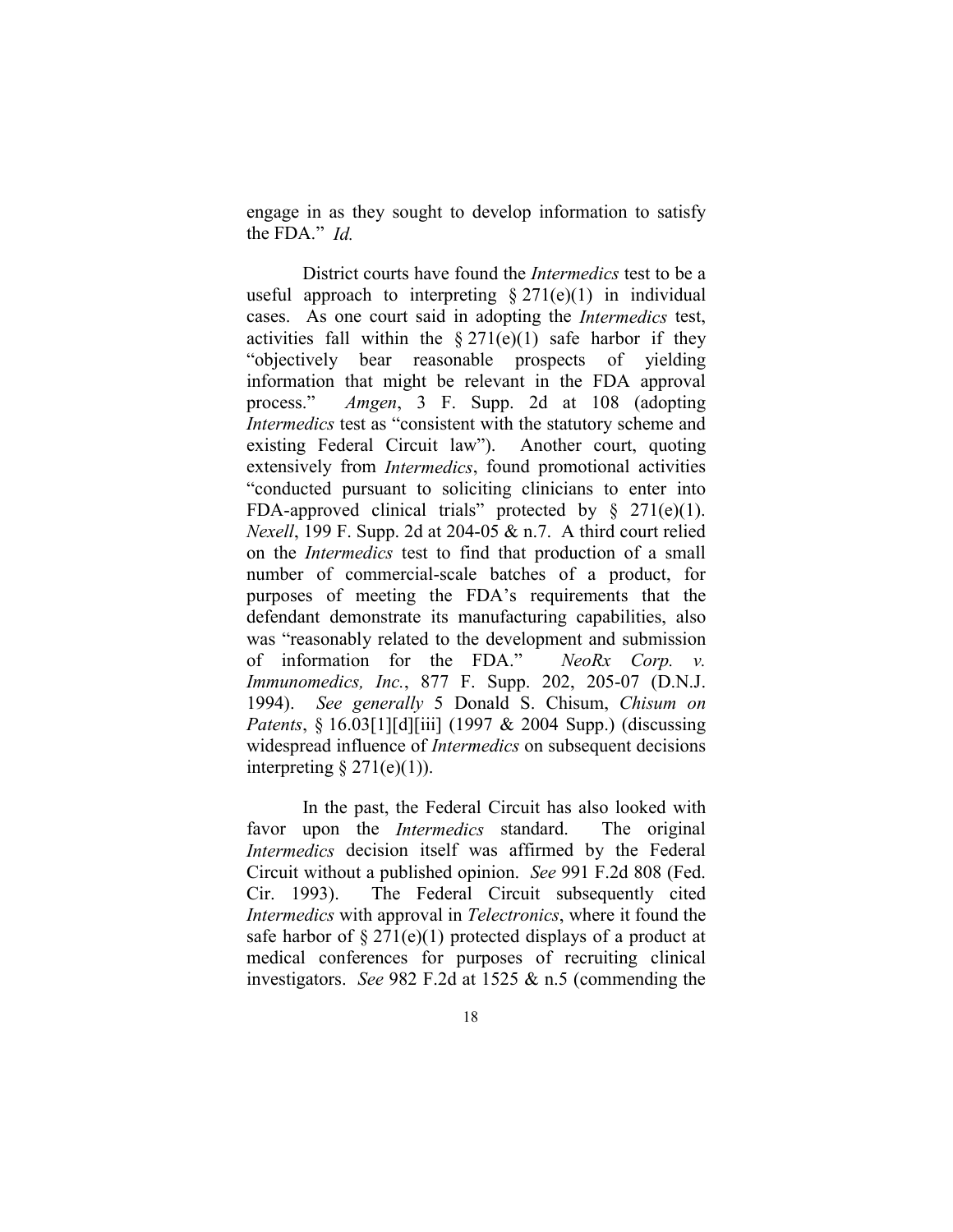engage in as they sought to develop information to satisfy the FDA." *Id.*

District courts have found the *Intermedics* test to be a useful approach to interpreting § 271(e)(1) in individual cases. As one court said in adopting the *Intermedics* test, activities fall within the § 271(e)(1) safe harbor if they "objectively bear reasonable prospects of yielding information that might be relevant in the FDA approval process." *Amgen*, 3 F. Supp. 2d at 108 (adopting *Intermedics* test as "consistent with the statutory scheme and existing Federal Circuit law"). Another court, quoting extensively from *Intermedics*, found promotional activities "conducted pursuant to soliciting clinicians to enter into FDA-approved clinical trials" protected by § 271(e)(1). *Nexell*, 199 F. Supp. 2d at 204-05 & n.7. A third court relied on the *Intermedics* test to find that production of a small number of commercial-scale batches of a product, for purposes of meeting the FDA's requirements that the defendant demonstrate its manufacturing capabilities, also was "reasonably related to the development and submission of information for the FDA." *NeoRx Corp. v. Immunomedics, Inc.*, 877 F. Supp. 202, 205-07 (D.N.J. 1994). *See generally* 5 Donald S. Chisum, *Chisum on Patents*, § 16.03[1][d][iii] (1997 & 2004 Supp.) (discussing widespread influence of *Intermedics* on subsequent decisions interpreting § 271(e)(1)).

In the past, the Federal Circuit has also looked with favor upon the *Intermedics* standard. The original *Intermedics* decision itself was affirmed by the Federal Circuit without a published opinion. *See* 991 F.2d 808 (Fed. Cir. 1993). The Federal Circuit subsequently cited *Intermedics* with approval in *Telectronics*, where it found the safe harbor of § 271(e)(1) protected displays of a product at medical conferences for purposes of recruiting clinical investigators. *See* 982 F.2d at 1525 & n.5 (commending the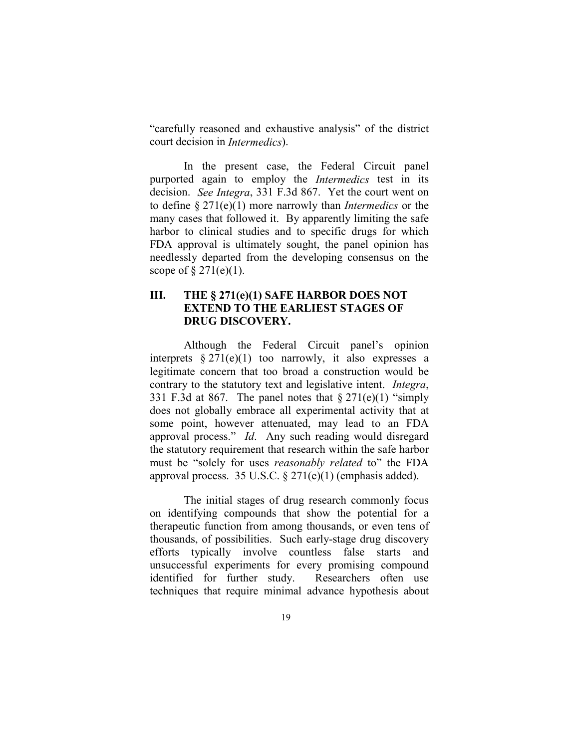"carefully reasoned and exhaustive analysis" of the district court decision in *Intermedics*).

In the present case, the Federal Circuit panel purported again to employ the *Intermedics* test in its decision. *See Integra*, 331 F.3d 867. Yet the court went on to define § 271(e)(1) more narrowly than *Intermedics* or the many cases that followed it. By apparently limiting the safe harbor to clinical studies and to specific drugs for which FDA approval is ultimately sought, the panel opinion has needlessly departed from the developing consensus on the scope of § 271(e)(1).

## III. THE § 271(e)(1) SAFE HARBOR DOES NOT EXTEND TO THE EARLIEST STAGES OF DRUG DISCOVERY.

Although the Federal Circuit panel's opinion interprets § 271(e)(1) too narrowly, it also expresses a legitimate concern that too broad a construction would be contrary to the statutory text and legislative intent. *Integra*, 331 F.3d at 867. The panel notes that § 271(e)(1) "simply does not globally embrace all experimental activity that at some point, however attenuated, may lead to an FDA approval process." *Id*. Any such reading would disregard the statutory requirement that research within the safe harbor must be "solely for uses *reasonably related* to" the FDA approval process. 35 U.S.C. § 271(e)(1) (emphasis added).

The initial stages of drug research commonly focus on identifying compounds that show the potential for a therapeutic function from among thousands, or even tens of thousands, of possibilities. Such early-stage drug discovery efforts typically involve countless false starts and unsuccessful experiments for every promising compound identified for further study. Researchers often use techniques that require minimal advance hypothesis about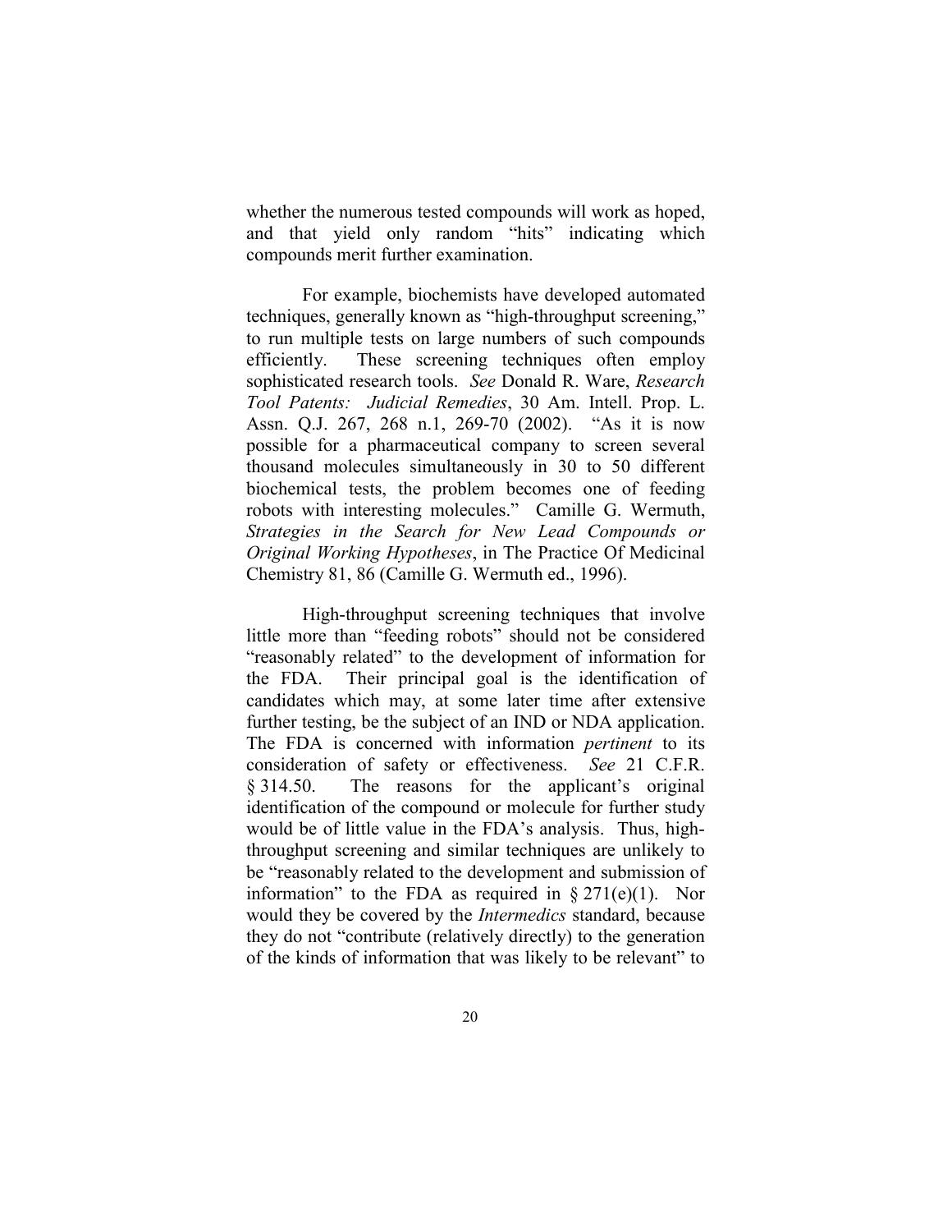whether the numerous tested compounds will work as hoped, and that yield only random "hits" indicating which compounds merit further examination.

For example, biochemists have developed automated techniques, generally known as "high-throughput screening," to run multiple tests on large numbers of such compounds efficiently. These screening techniques often employ sophisticated research tools. *See* Donald R. Ware, *Research Tool Patents: Judicial Remedies*, 30 Am. Intell. Prop. L. Assn. Q.J. 267, 268 n.1, 269-70 (2002). "As it is now possible for a pharmaceutical company to screen several thousand molecules simultaneously in 30 to 50 different biochemical tests, the problem becomes one of feeding robots with interesting molecules." Camille G. Wermuth, *Strategies in the Search for New Lead Compounds or Original Working Hypotheses*, in The Practice Of Medicinal Chemistry 81, 86 (Camille G. Wermuth ed., 1996).

High-throughput screening techniques that involve little more than "feeding robots" should not be considered "reasonably related" to the development of information for the FDA. Their principal goal is the identification of candidates which may, at some later time after extensive further testing, be the subject of an IND or NDA application. The FDA is concerned with information *pertinent* to its consideration of safety or effectiveness. *See* 21 C.F.R. § 314.50. The reasons for the applicant's original identification of the compound or molecule for further study would be of little value in the FDA's analysis. Thus, high-throughput screening and similar techniques are unlikely to be "reasonably related to the development and submission of information" to the FDA as required in § 271(e)(1). Nor would they be covered by the *Intermedics* standard, because they do not "contribute (relatively directly) to the generation of the kinds of information that was likely to be relevant" to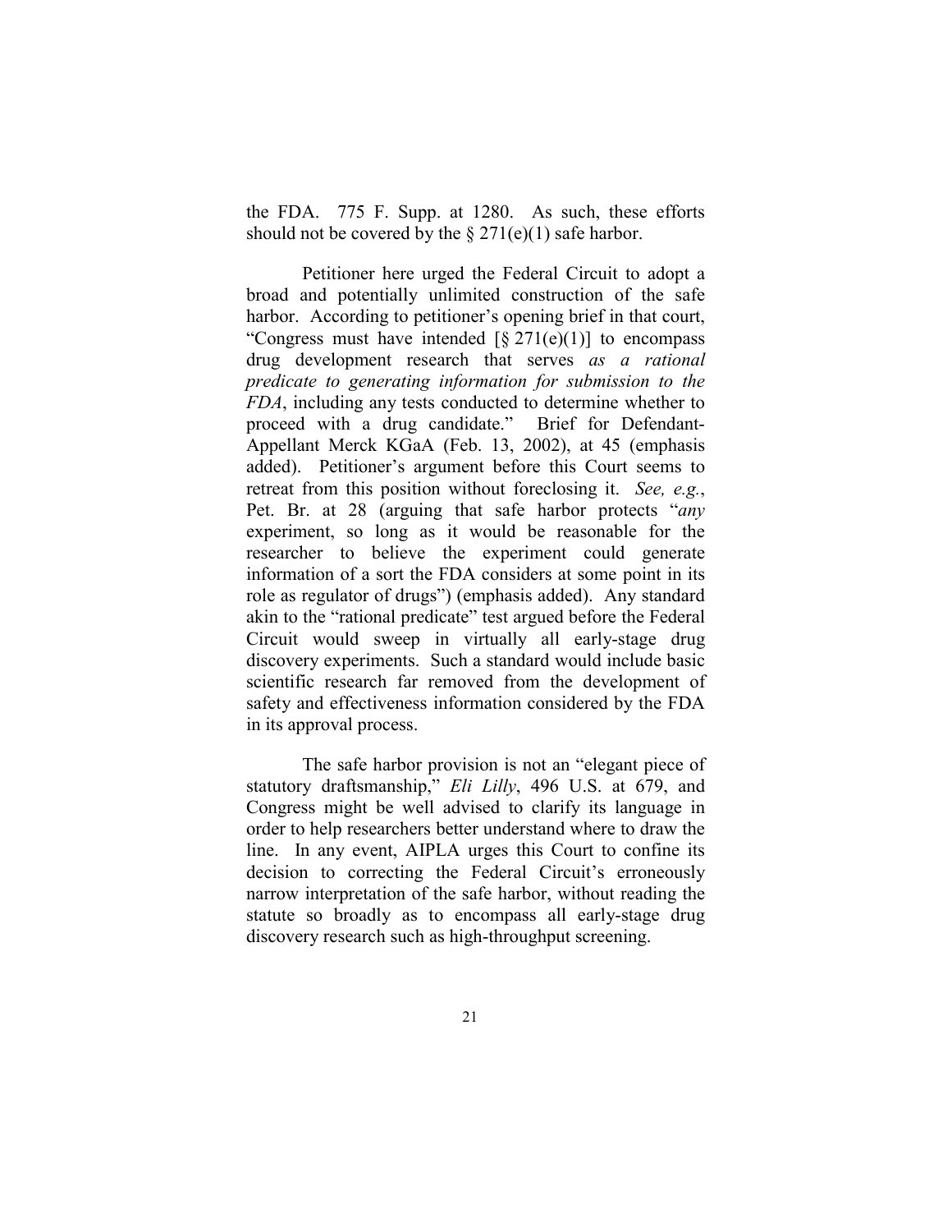the FDA. 775 F. Supp. at 1280. As such, these efforts should not be covered by the § 271(e)(1) safe harbor.

Petitioner here urged the Federal Circuit to adopt a broad and potentially unlimited construction of the safe harbor. According to petitioner's opening brief in that court, "Congress must have intended [§ 271(e)(1)] to encompass drug development research that serves *as a rational predicate to generating information for submission to the FDA*, including any tests conducted to determine whether to proceed with a drug candidate." Brief for Defendant-Appellant Merck KGaA (Feb. 13, 2002), at 45 (emphasis added). Petitioner's argument before this Court seems to retreat from this position without foreclosing it. *See, e.g.*, Pet. Br. at 28 (arguing that safe harbor protects "*any* experiment, so long as it would be reasonable for the researcher to believe the experiment could generate information of a sort the FDA considers at some point in its role as regulator of drugs") (emphasis added). Any standard akin to the "rational predicate" test argued before the Federal Circuit would sweep in virtually all early-stage drug discovery experiments. Such a standard would include basic scientific research far removed from the development of safety and effectiveness information considered by the FDA in its approval process.

The safe harbor provision is not an "elegant piece of statutory draftsmanship," *Eli Lilly*, 496 U.S. at 679, and Congress might be well advised to clarify its language in order to help researchers better understand where to draw the line. In any event, AIPLA urges this Court to confine its decision to correcting the Federal Circuit's erroneously narrow interpretation of the safe harbor, without reading the statute so broadly as to encompass all early-stage drug discovery research such as high-throughput screening.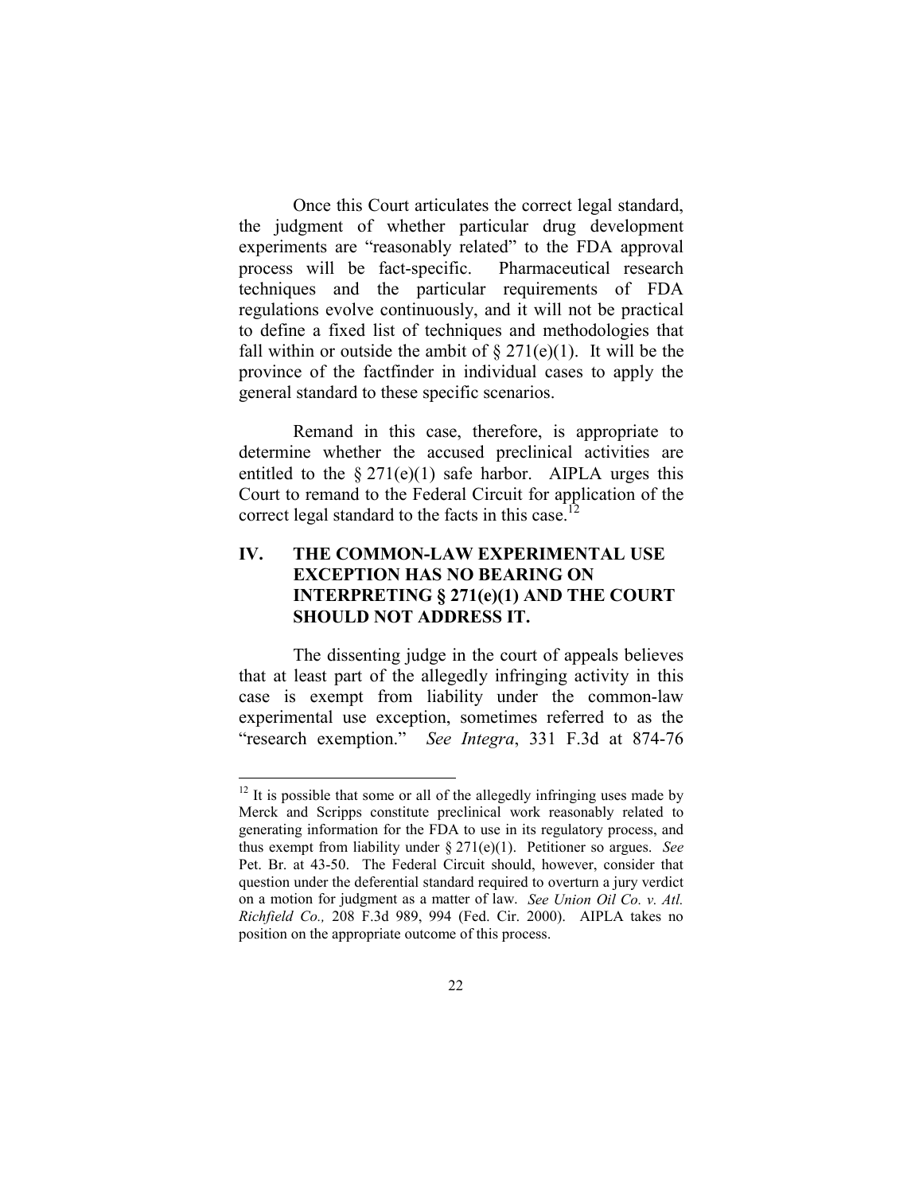Once this Court articulates the correct legal standard, the judgment of whether particular drug development experiments are "reasonably related" to the FDA approval process will be fact-specific. Pharmaceutical research techniques and the particular requirements of FDA regulations evolve continuously, and it will not be practical to define a fixed list of techniques and methodologies that fall within or outside the ambit of § 271(e)(1). It will be the province of the factfinder in individual cases to apply the general standard to these specific scenarios.

Remand in this case, therefore, is appropriate to determine whether the accused preclinical activities are entitled to the § 271(e)(1) safe harbor. AIPLA urges this Court to remand to the Federal Circuit for application of the correct legal standard to the facts in this case.[12]

## IV. THE COMMON-LAW EXPERIMENTAL USE EXCEPTION HAS NO BEARING ON INTERPRETING § 271(e)(1) AND THE COURT SHOULD NOT ADDRESS IT.

The dissenting judge in the court of appeals believes that at least part of the allegedly infringing activity in this case is exempt from liability under the common-law experimental use exception, sometimes referred to as the "research exemption." *See Integra*, 331 F.3d at 874-76

---

[12] It is possible that some or all of the allegedly infringing uses made by Merck and Scripps constitute preclinical work reasonably related to generating information for the FDA to use in its regulatory process, and thus exempt from liability under § 271(e)(1). Petitioner so argues. *See* Pet. Br. at 43-50. The Federal Circuit should, however, consider that question under the deferential standard required to overturn a jury verdict on a motion for judgment as a matter of law. *See Union Oil Co. v. Atl. Richfield Co.,* 208 F.3d 989, 994 (Fed. Cir. 2000). AIPLA takes no position on the appropriate outcome of this process.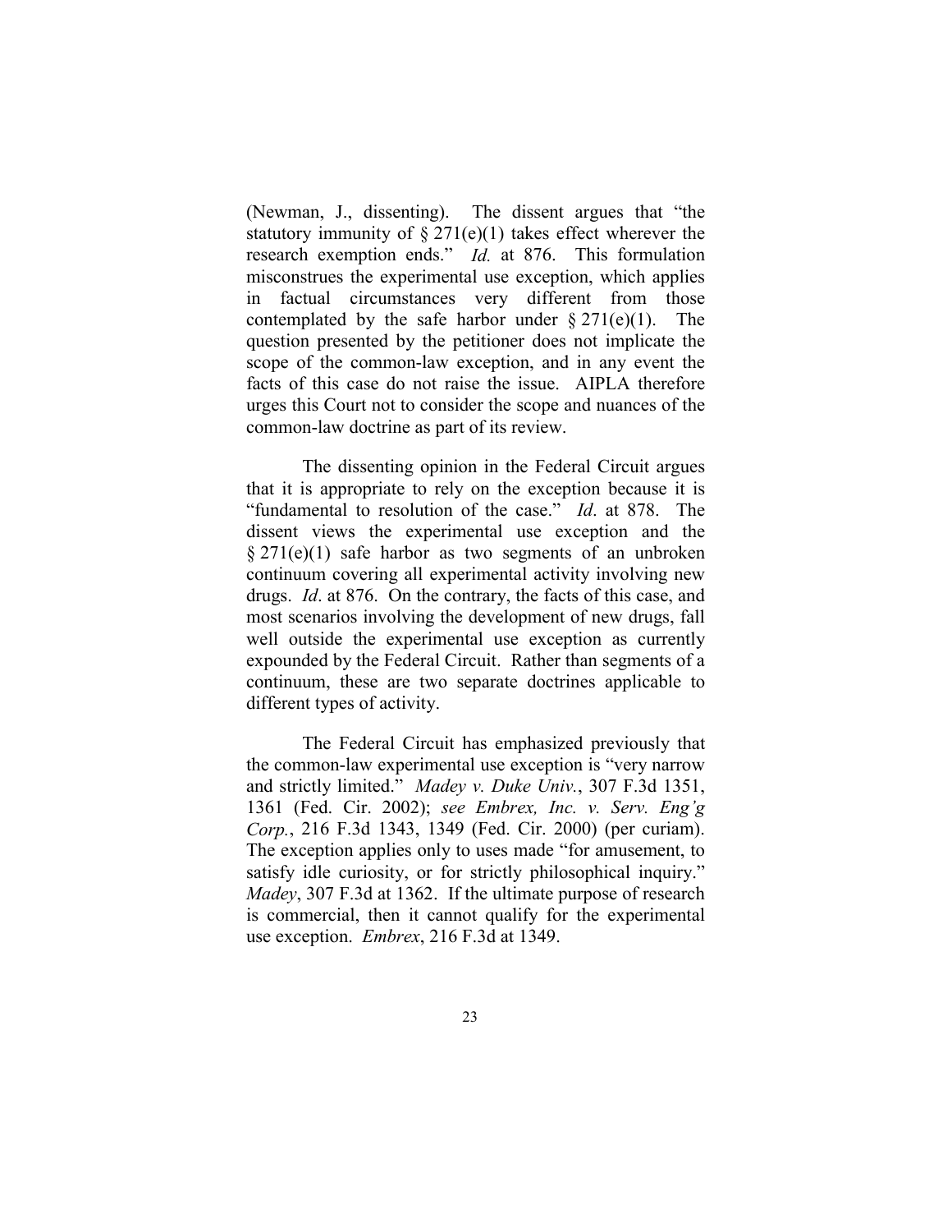(Newman, J., dissenting). The dissent argues that "the statutory immunity of § 271(e)(1) takes effect wherever the research exemption ends." *Id.* at 876. This formulation misconstrues the experimental use exception, which applies in factual circumstances very different from those contemplated by the safe harbor under § 271(e)(1). The question presented by the petitioner does not implicate the scope of the common-law exception, and in any event the facts of this case do not raise the issue. AIPLA therefore urges this Court not to consider the scope and nuances of the common-law doctrine as part of its review.

The dissenting opinion in the Federal Circuit argues that it is appropriate to rely on the exception because it is "fundamental to resolution of the case." *Id*. at 878. The dissent views the experimental use exception and the § 271(e)(1) safe harbor as two segments of an unbroken continuum covering all experimental activity involving new drugs. *Id*. at 876. On the contrary, the facts of this case, and most scenarios involving the development of new drugs, fall well outside the experimental use exception as currently expounded by the Federal Circuit. Rather than segments of a continuum, these are two separate doctrines applicable to different types of activity.

The Federal Circuit has emphasized previously that the common-law experimental use exception is "very narrow and strictly limited." *Madey v. Duke Univ.*, 307 F.3d 1351, 1361 (Fed. Cir. 2002); *see Embrex, Inc. v. Serv. Eng'g Corp.*, 216 F.3d 1343, 1349 (Fed. Cir. 2000) (per curiam). The exception applies only to uses made "for amusement, to satisfy idle curiosity, or for strictly philosophical inquiry." *Madey*, 307 F.3d at 1362. If the ultimate purpose of research is commercial, then it cannot qualify for the experimental use exception. *Embrex*, 216 F.3d at 1349.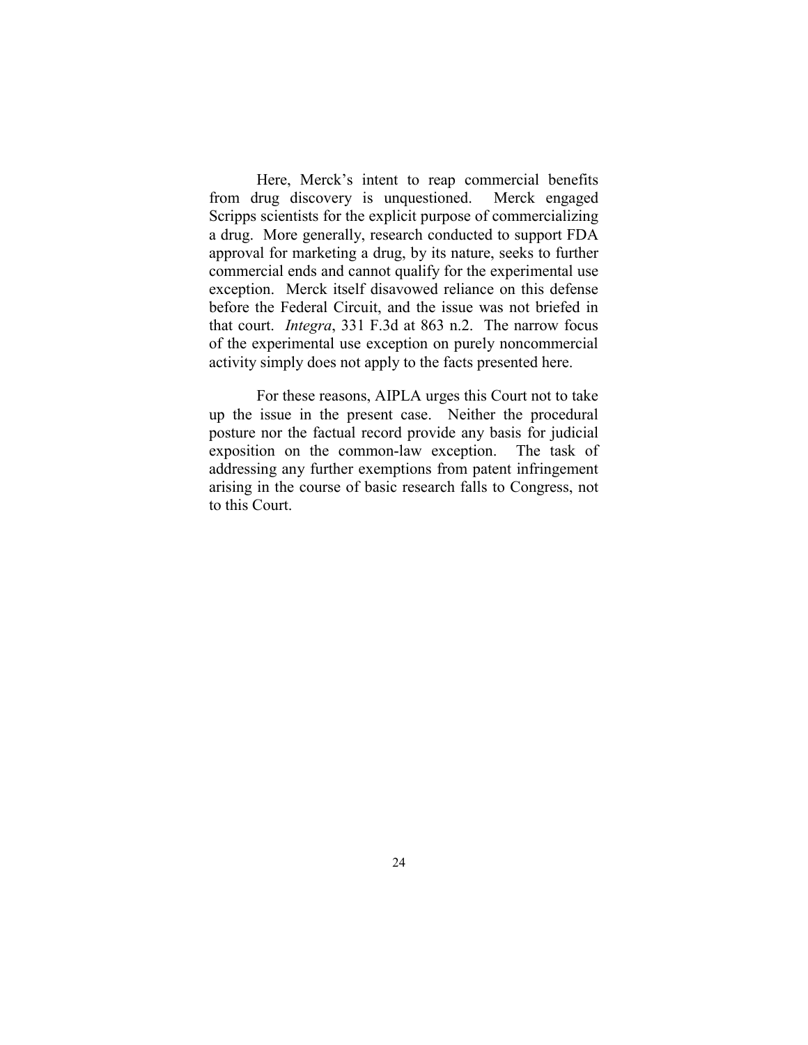Here, Merck's intent to reap commercial benefits from drug discovery is unquestioned. Merck engaged Scripps scientists for the explicit purpose of commercializing a drug. More generally, research conducted to support FDA approval for marketing a drug, by its nature, seeks to further commercial ends and cannot qualify for the experimental use exception. Merck itself disavowed reliance on this defense before the Federal Circuit, and the issue was not briefed in that court. *Integra*, 331 F.3d at 863 n.2. The narrow focus of the experimental use exception on purely noncommercial activity simply does not apply to the facts presented here.

For these reasons, AIPLA urges this Court not to take up the issue in the present case. Neither the procedural posture nor the factual record provide any basis for judicial exposition on the common-law exception. The task of addressing any further exemptions from patent infringement arising in the course of basic research falls to Congress, not to this Court.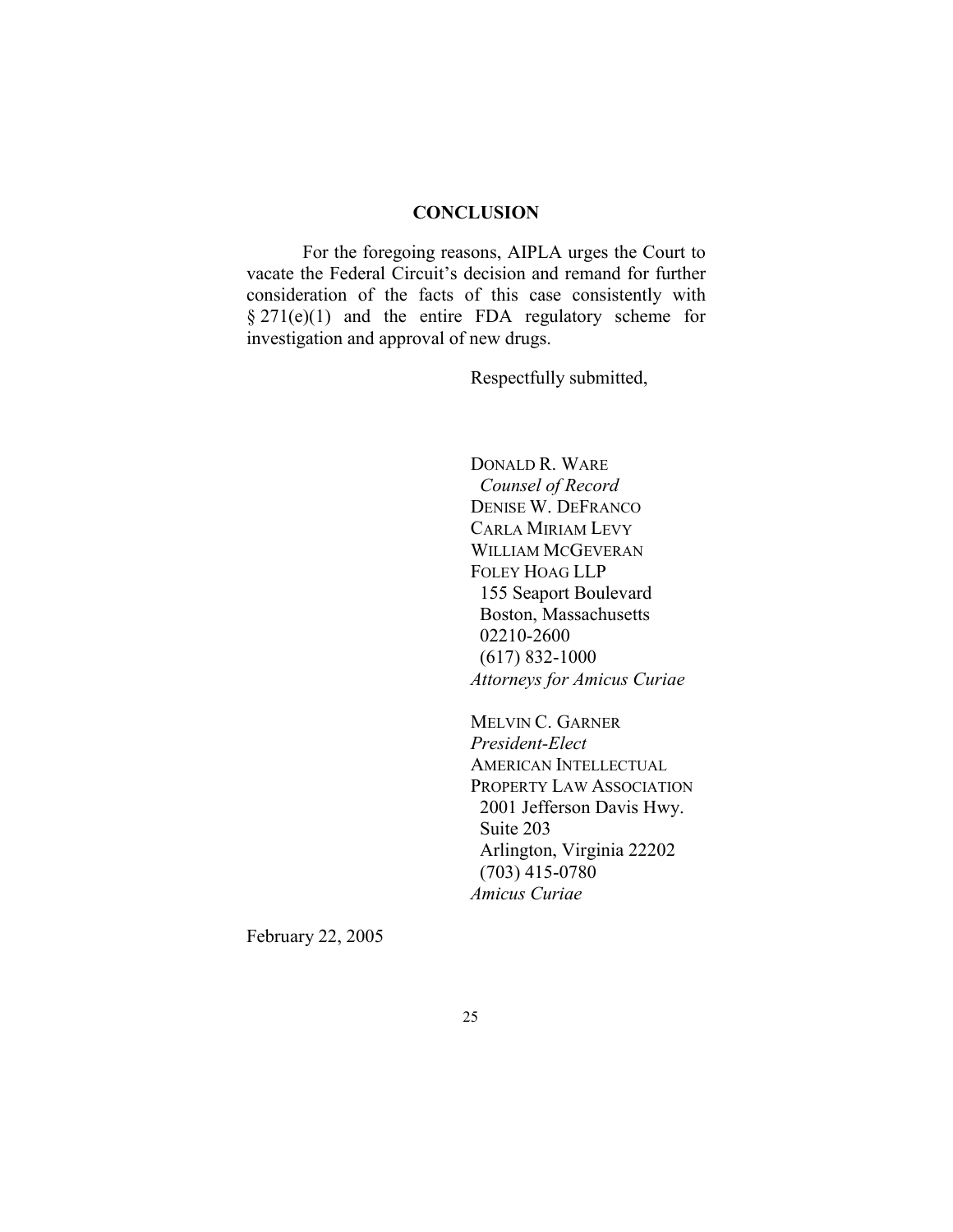## CONCLUSION

For the foregoing reasons, AIPLA urges the Court to vacate the Federal Circuit's decision and remand for further consideration of the facts of this case consistently with § 271(e)(1) and the entire FDA regulatory scheme for investigation and approval of new drugs.

Respectfully submitted,

DONALD R. WARE  
*Counsel of Record*  
DENISE W. DEFRANCO  
CARLA MIRIAM LEVY  
WILLIAM MCGEVERAN  
FOLEY HOAG LLP  
155 Seaport Boulevard  
Boston, Massachusetts  
02210-2600  
(617) 832-1000  
*Attorneys for Amicus Curiae*

MELVIN C. GARNER  
*President-Elect*  
AMERICAN INTELLECTUAL PROPERTY LAW ASSOCIATION  
2001 Jefferson Davis Hwy.  
Suite 203  
Arlington, Virginia 22202  
(703) 415-0780  
*Amicus Curiae*

February 22, 2005